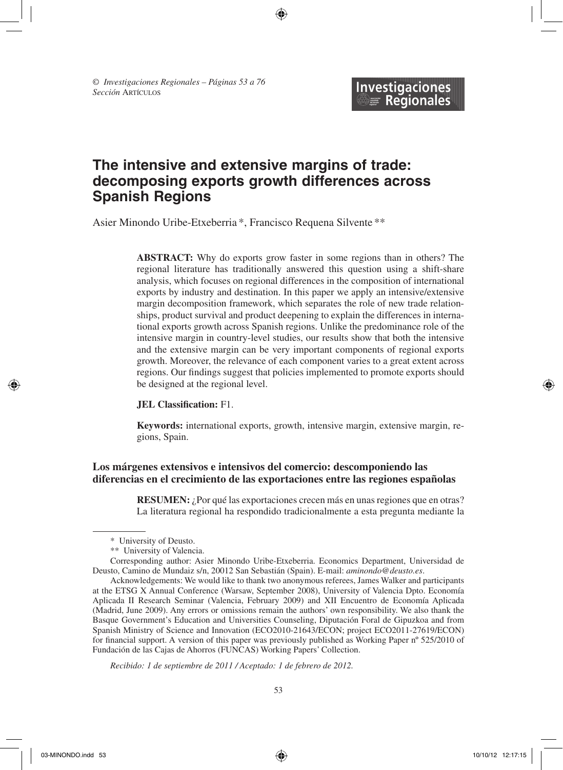© *Investigaciones Regionales – Páginas 53 a 76*
*Sección* ARTÍCULOS

# The intensive and extensive margins of trade: decomposing exports growth differences across Spanish Regions

Asier Minondo Uribe-Etxeberria *, Francisco Requena Silvente **

**ABSTRACT:** Why do exports grow faster in some regions than in others? The regional literature has traditionally answered this question using a shift-share analysis, which focuses on regional differences in the composition of international exports by industry and destination. In this paper we apply an intensive/extensive margin decomposition framework, which separates the role of new trade relationships, product survival and product deepening to explain the differences in international exports growth across Spanish regions. Unlike the predominance role of the intensive margin in country-level studies, our results show that both the intensive and the extensive margin can be very important components of regional exports growth. Moreover, the relevance of each component varies to a great extent across regions. Our findings suggest that policies implemented to promote exports should be designed at the regional level.

**JEL Classification:** F1.

**Keywords:** international exports, growth, intensive margin, extensive margin, regions, Spain.

### Los márgenes extensivos e intensivos del comercio: descomponiendo las diferencias en el crecimiento de las exportaciones entre las regiones españolas

**RESUMEN:** ¿Por qué las exportaciones crecen más en unas regiones que en otras? La literatura regional ha respondido tradicionalmente a esta pregunta mediante la

---

\* University of Deusto.

\*\* University of Valencia.

Corresponding author: Asier Minondo Uribe-Etxeberria. Economics Department, Universidad de Deusto, Camino de Mundaiz s/n, 20012 San Sebastián (Spain). E-mail: *aminondo@deusto.es*.

Acknowledgements: We would like to thank two anonymous referees, James Walker and participants at the ETSG X Annual Conference (Warsaw, September 2008), University of Valencia Dpto. Economía Aplicada II Research Seminar (Valencia, February 2009) and XII Encuentro de Economía Aplicada (Madrid, June 2009). Any errors or omissions remain the authors' own responsibility. We also thank the Basque Government's Education and Universities Counseling, Diputación Foral de Gipuzkoa and from Spanish Ministry of Science and Innovation (ECO2010-21643/ECON; project ECO2011-27619/ECON) for financial support. A version of this paper was previously published as Working Paper nº 525/2010 of Fundación de las Cajas de Ahorros (FUNCAS) Working Papers' Collection.

*Recibido: 1 de septiembre de 2011 / Aceptado: 1 de febrero de 2012.*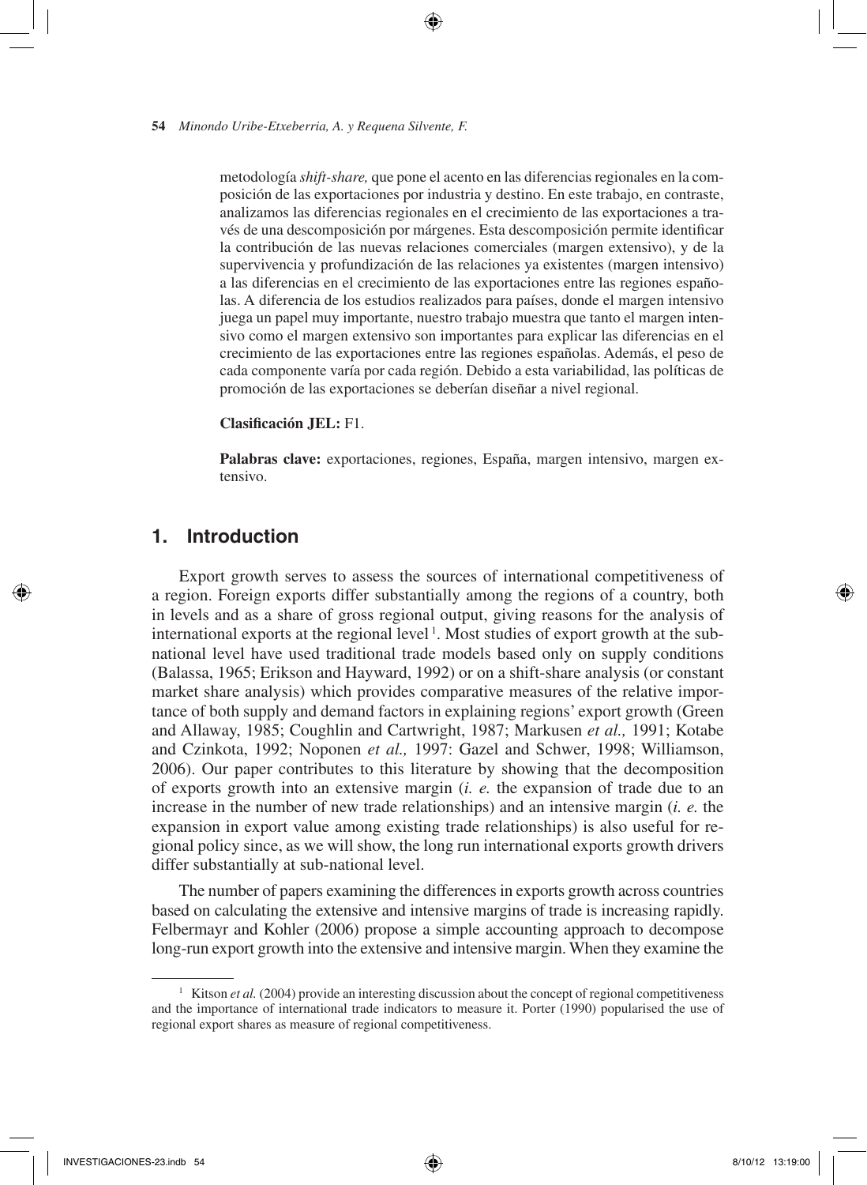metodología *shift-share,* que pone el acento en las diferencias regionales en la composición de las exportaciones por industria y destino. En este trabajo, en contraste, analizamos las diferencias regionales en el crecimiento de las exportaciones a través de una descomposición por márgenes. Esta descomposición permite identificar la contribución de las nuevas relaciones comerciales (margen extensivo), y de la supervivencia y profundización de las relaciones ya existentes (margen intensivo) a las diferencias en el crecimiento de las exportaciones entre las regiones españolas. A diferencia de los estudios realizados para países, donde el margen intensivo juega un papel muy importante, nuestro trabajo muestra que tanto el margen intensivo como el margen extensivo son importantes para explicar las diferencias en el crecimiento de las exportaciones entre las regiones españolas. Además, el peso de cada componente varía por cada región. Debido a esta variabilidad, las políticas de promoción de las exportaciones se deberían diseñar a nivel regional.

**Clasificación JEL:** F1.

**Palabras clave:** exportaciones, regiones, España, margen intensivo, margen extensivo.

## 1. Introduction

Export growth serves to assess the sources of international competitiveness of a region. Foreign exports differ substantially among the regions of a country, both in levels and as a share of gross regional output, giving reasons for the analysis of international exports at the regional level [1]. Most studies of export growth at the subnational level have used traditional trade models based only on supply conditions (Balassa, 1965; Erikson and Hayward, 1992) or on a shift-share analysis (or constant market share analysis) which provides comparative measures of the relative importance of both supply and demand factors in explaining regions' export growth (Green and Allaway, 1985; Coughlin and Cartwright, 1987; Markusen *et al.,* 1991; Kotabe and Czinkota, 1992; Noponen *et al.,* 1997: Gazel and Schwer, 1998; Williamson, 2006). Our paper contributes to this literature by showing that the decomposition of exports growth into an extensive margin (*i. e.* the expansion of trade due to an increase in the number of new trade relationships) and an intensive margin (*i. e.* the expansion in export value among existing trade relationships) is also useful for regional policy since, as we will show, the long run international exports growth drivers differ substantially at sub-national level.

The number of papers examining the differences in exports growth across countries based on calculating the extensive and intensive margins of trade is increasing rapidly. Felbermayr and Kohler (2006) propose a simple accounting approach to decompose long-run export growth into the extensive and intensive margin. When they examine the

[1] Kitson *et al.* (2004) provide an interesting discussion about the concept of regional competitiveness and the importance of international trade indicators to measure it. Porter (1990) popularised the use of regional export shares as measure of regional competitiveness.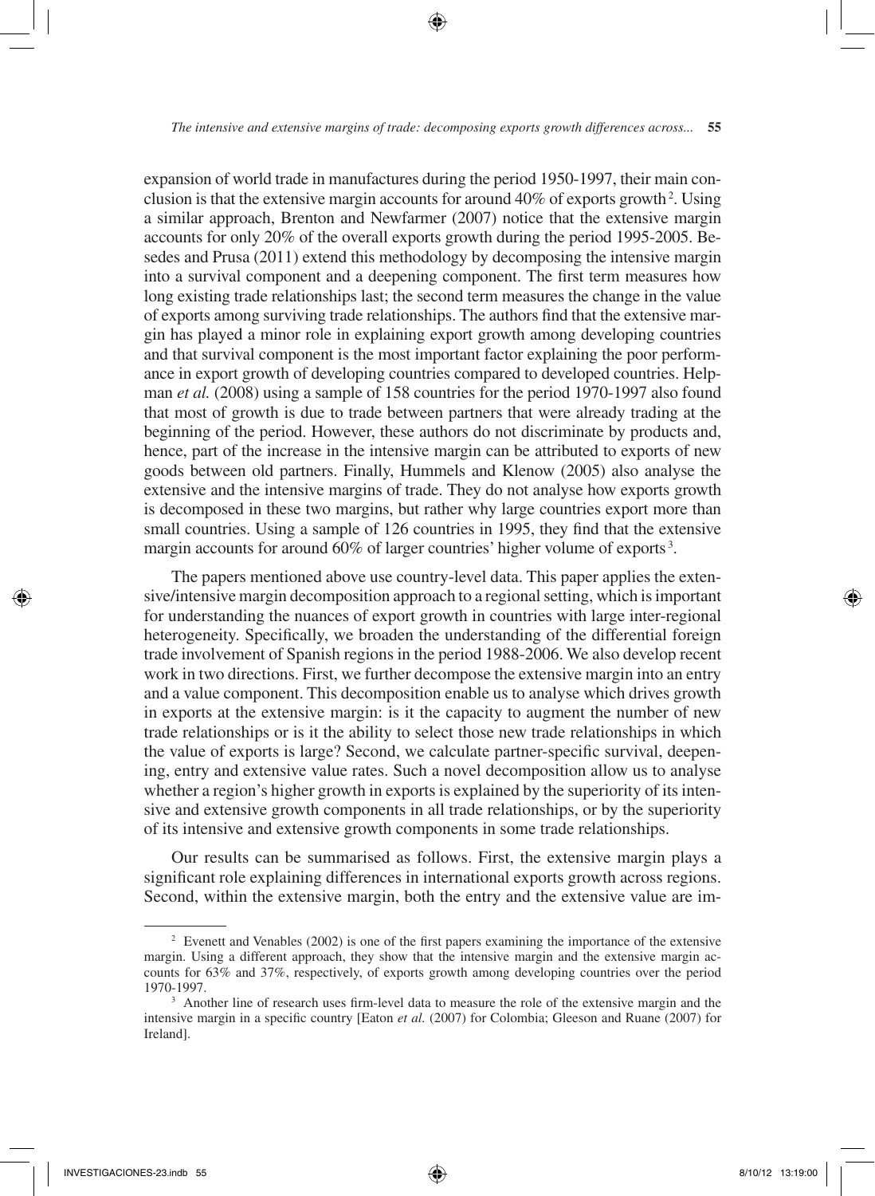expansion of world trade in manufactures during the period 1950-1997, their main conclusion is that the extensive margin accounts for around 40% of exports growth [2]. Using a similar approach, Brenton and Newfarmer (2007) notice that the extensive margin accounts for only 20% of the overall exports growth during the period 1995-2005. Besedes and Prusa (2011) extend this methodology by decomposing the intensive margin into a survival component and a deepening component. The first term measures how long existing trade relationships last; the second term measures the change in the value of exports among surviving trade relationships. The authors find that the extensive margin has played a minor role in explaining export growth among developing countries and that survival component is the most important factor explaining the poor performance in export growth of developing countries compared to developed countries. Helpman *et al.* (2008) using a sample of 158 countries for the period 1970-1997 also found that most of growth is due to trade between partners that were already trading at the beginning of the period. However, these authors do not discriminate by products and, hence, part of the increase in the intensive margin can be attributed to exports of new goods between old partners. Finally, Hummels and Klenow (2005) also analyse the extensive and the intensive margins of trade. They do not analyse how exports growth is decomposed in these two margins, but rather why large countries export more than small countries. Using a sample of 126 countries in 1995, they find that the extensive margin accounts for around 60% of larger countries' higher volume of exports [3].

The papers mentioned above use country-level data. This paper applies the extensive/intensive margin decomposition approach to a regional setting, which is important for understanding the nuances of export growth in countries with large inter-regional heterogeneity. Specifically, we broaden the understanding of the differential foreign trade involvement of Spanish regions in the period 1988-2006. We also develop recent work in two directions. First, we further decompose the extensive margin into an entry and a value component. This decomposition enable us to analyse which drives growth in exports at the extensive margin: is it the capacity to augment the number of new trade relationships or is it the ability to select those new trade relationships in which the value of exports is large? Second, we calculate partner-specific survival, deepening, entry and extensive value rates. Such a novel decomposition allow us to analyse whether a region's higher growth in exports is explained by the superiority of its intensive and extensive growth components in all trade relationships, or by the superiority of its intensive and extensive growth components in some trade relationships.

Our results can be summarised as follows. First, the extensive margin plays a significant role explaining differences in international exports growth across regions. Second, within the extensive margin, both the entry and the extensive value are im-

---

[2] Evenett and Venables (2002) is one of the first papers examining the importance of the extensive margin. Using a different approach, they show that the intensive margin and the extensive margin accounts for 63% and 37%, respectively, of exports growth among developing countries over the period 1970-1997.

[3] Another line of research uses firm-level data to measure the role of the extensive margin and the intensive margin in a specific country [Eaton *et al.* (2007) for Colombia; Gleeson and Ruane (2007) for Ireland].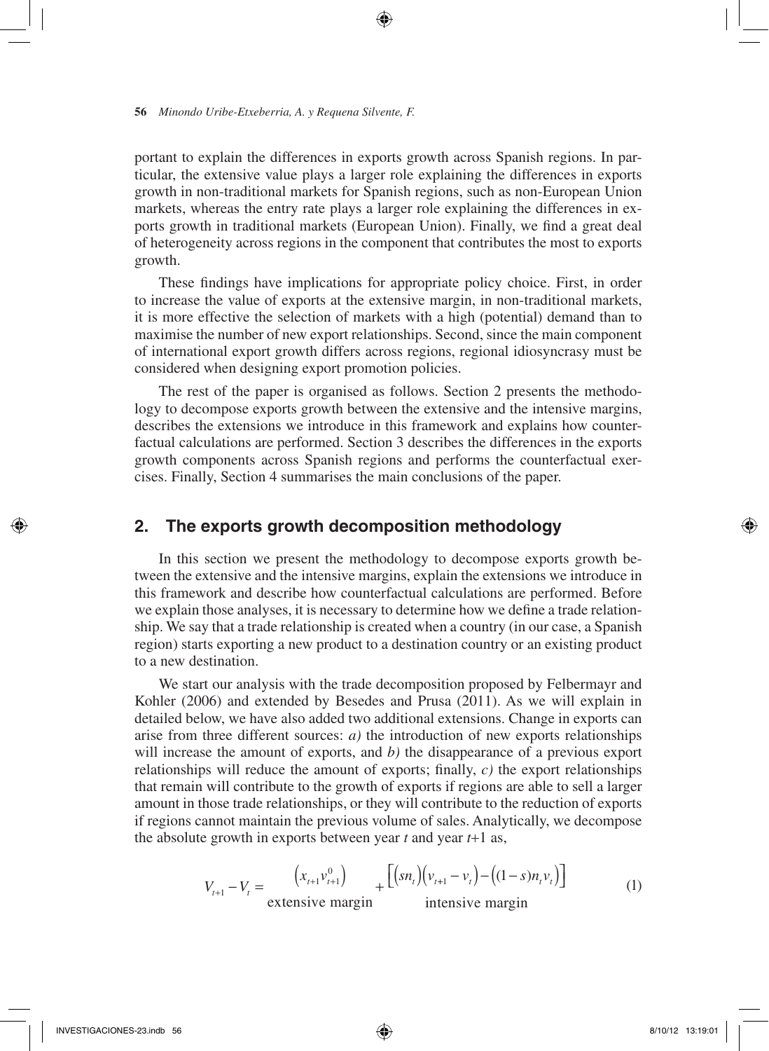portant to explain the differences in exports growth across Spanish regions. In particular, the extensive value plays a larger role explaining the differences in exports growth in non-traditional markets for Spanish regions, such as non-European Union markets, whereas the entry rate plays a larger role explaining the differences in exports growth in traditional markets (European Union). Finally, we find a great deal of heterogeneity across regions in the component that contributes the most to exports growth.

These findings have implications for appropriate policy choice. First, in order to increase the value of exports at the extensive margin, in non-traditional markets, it is more effective the selection of markets with a high (potential) demand than to maximise the number of new export relationships. Second, since the main component of international export growth differs across regions, regional idiosyncrasy must be considered when designing export promotion policies.

The rest of the paper is organised as follows. Section 2 presents the methodology to decompose exports growth between the extensive and the intensive margins, describes the extensions we introduce in this framework and explains how counterfactual calculations are performed. Section 3 describes the differences in the exports growth components across Spanish regions and performs the counterfactual exercises. Finally, Section 4 summarises the main conclusions of the paper.

## 2. The exports growth decomposition methodology

In this section we present the methodology to decompose exports growth between the extensive and the intensive margins, explain the extensions we introduce in this framework and describe how counterfactual calculations are performed. Before we explain those analyses, it is necessary to determine how we define a trade relationship. We say that a trade relationship is created when a country (in our case, a Spanish region) starts exporting a new product to a destination country or an existing product to a new destination.

We start our analysis with the trade decomposition proposed by Felbermayr and Kohler (2006) and extended by Besedes and Prusa (2011). As we will explain in detailed below, we have also added two additional extensions. Change in exports can arise from three different sources: *a)* the introduction of new exports relationships will increase the amount of exports, and *b)* the disappearance of a previous export relationships will reduce the amount of exports; finally, *c)* the export relationships that remain will contribute to the growth of exports if regions are able to sell a larger amount in those trade relationships, or they will contribute to the reduction of exports if regions cannot maintain the previous volume of sales. Analytically, we decompose the absolute growth in exports between year $t$ and year $t$+1 as,

$$V_{t+1} - V_t = \underbrace{\left(x_{t+1} v_{t+1}^0\right)}_{\text{extensive margin}} + \underbrace{\left[\left(sn_t\right)\left(v_{t+1} - v_t\right) - \left((1-s)n_t v_t\right)\right]}_{\text{intensive margin}} \tag{1}$$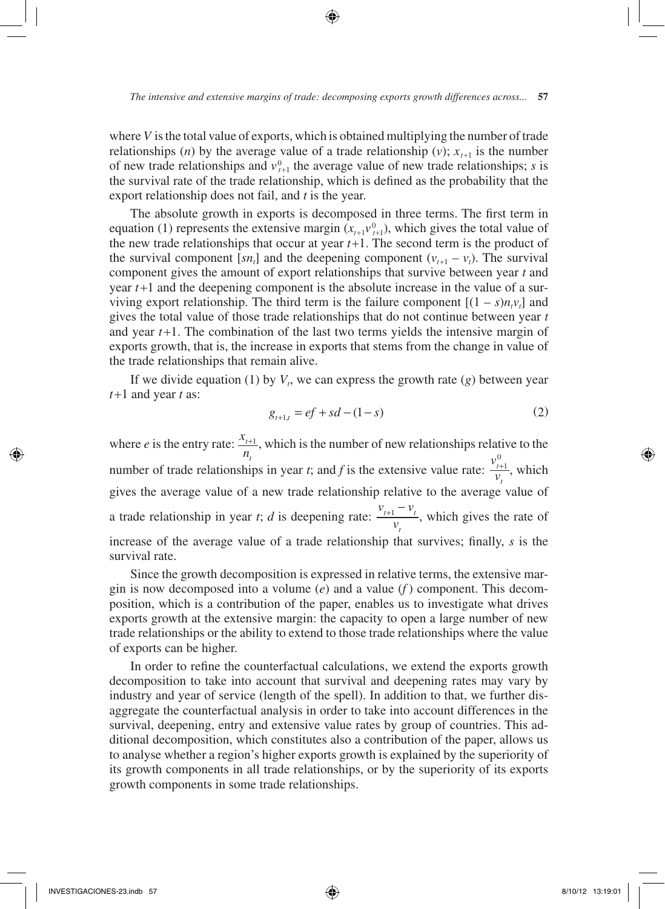where $V$ is the total value of exports, which is obtained multiplying the number of trade relationships ($n$) by the average value of a trade relationship ($v$); $x_{t+1}$ is the number of new trade relationships and $v^0_{t+1}$ the average value of new trade relationships; $s$ is the survival rate of the trade relationship, which is defined as the probability that the export relationship does not fail, and $t$ is the year.

The absolute growth in exports is decomposed in three terms. The first term in equation (1) represents the extensive margin ($x_{t+1}v^0_{t+1}$), which gives the total value of the new trade relationships that occur at year $t$+1. The second term is the product of the survival component [$sn_t$] and the deepening component ($v_{t+1} - v_t$). The survival component gives the amount of export relationships that survive between year $t$ and year $t$+1 and the deepening component is the absolute increase in the value of a surviving export relationship. The third term is the failure component [$(1 - s)n_t v_t$] and gives the total value of those trade relationships that do not continue between year $t$ and year $t$+1. The combination of the last two terms yields the intensive margin of exports growth, that is, the increase in exports that stems from the change in value of the trade relationships that remain alive.

If we divide equation (1) by $V_t$, we can express the growth rate ($g$) between year $t$+1 and year $t$ as:

$$g_{t+1,t} = ef + sd - (1 - s) \tag{2}$$

where $e$ is the entry rate: $\frac{x_{t+1}}{n_t}$, which is the number of new relationships relative to the number of trade relationships in year $t$; and $f$ is the extensive value rate: $\frac{v^0_{t+1}}{v_t}$, which gives the average value of a new trade relationship relative to the average value of a trade relationship in year $t$; $d$ is deepening rate: $\frac{v_{t+1} - v_t}{v_t}$, which gives the rate of increase of the average value of a trade relationship that survives; finally, $s$ is the survival rate.

Since the growth decomposition is expressed in relative terms, the extensive margin is now decomposed into a volume ($e$) and a value ($f$) component. This decomposition, which is a contribution of the paper, enables us to investigate what drives exports growth at the extensive margin: the capacity to open a large number of new trade relationships or the ability to extend to those trade relationships where the value of exports can be higher.

In order to refine the counterfactual calculations, we extend the exports growth decomposition to take into account that survival and deepening rates may vary by industry and year of service (length of the spell). In addition to that, we further disaggregate the counterfactual analysis in order to take into account differences in the survival, deepening, entry and extensive value rates by group of countries. This additional decomposition, which constitutes also a contribution of the paper, allows us to analyse whether a region's higher exports growth is explained by the superiority of its growth components in all trade relationships, or by the superiority of its exports growth components in some trade relationships.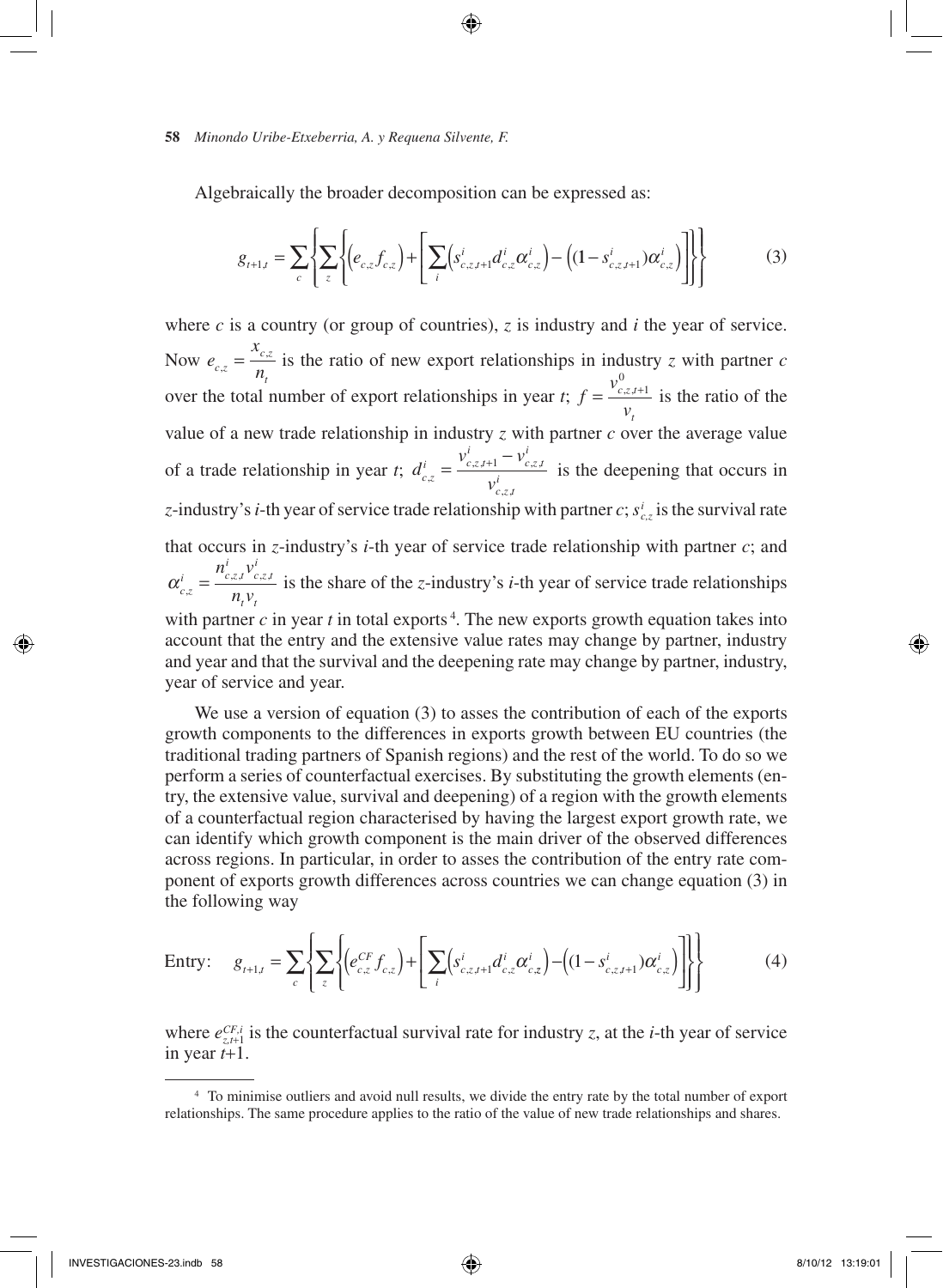Algebraically the broader decomposition can be expressed as:

$$g_{t+1,t} = \sum_{c} \left\{ \sum_{z} \left\{ \left( e_{c,z} f_{c,z} \right) + \left[ \sum_{i} \left( s^{i}_{c,z,t+1} d^{i}_{c,z} \alpha^{i}_{c,z} \right) - \left( (1 - s^{i}_{c,z,t+1}) \alpha^{i}_{c,z} \right) \right] \right\} \right\} \tag{3}$$

where $c$ is a country (or group of countries), $z$ is industry and $i$ the year of service. Now $e_{c,z} = \frac{x_{c,z}}{n_t}$ is the ratio of new export relationships in industry $z$ with partner $c$ over the total number of export relationships in year $t$; $f = \frac{v^{0}_{c,z,t+1}}{v_t}$ is the ratio of the value of a new trade relationship in industry $z$ with partner $c$ over the average value of a trade relationship in year $t$; $d^{i}_{c,z} = \frac{v^{i}_{c,z,t+1} - v^{i}_{c,z,t}}{v^{i}_{c,z,t}}$ is the deepening that occurs in $z$-industry's $i$-th year of service trade relationship with partner $c$; $s^{i}_{c,z}$ is the survival rate that occurs in $z$-industry's $i$-th year of service trade relationship with partner $c$; and $\alpha^{i}_{c,z} = \frac{n^{i}_{c,z,t} v^{i}_{c,z,t}}{n_t v_t}$ is the share of the $z$-industry's $i$-th year of service trade relationships with partner $c$ in year $t$ in total exports [4]. The new exports growth equation takes into account that the entry and the extensive value rates may change by partner, industry and year and that the survival and the deepening rate may change by partner, industry, year of service and year.

We use a version of equation (3) to asses the contribution of each of the exports growth components to the differences in exports growth between EU countries (the traditional trading partners of Spanish regions) and the rest of the world. To do so we perform a series of counterfactual exercises. By substituting the growth elements (entry, the extensive value, survival and deepening) of a region with the growth elements of a counterfactual region characterised by having the largest export growth rate, we can identify which growth component is the main driver of the observed differences across regions. In particular, in order to asses the contribution of the entry rate component of exports growth differences across countries we can change equation (3) in the following way

$$\text{Entry:} \quad g_{t+1,t} = \sum_{c} \left\{ \sum_{z} \left\{ \left( e^{CF}_{c,z} f_{c,z} \right) + \left[ \sum_{i} \left( s^{i}_{c,z,t+1} d^{i}_{c,z} \alpha^{i}_{c,z} \right) - \left( (1 - s^{i}_{c,z,t+1}) \alpha^{i}_{c,z} \right) \right] \right\} \right\} \tag{4}$$

where $e^{CF,i}_{z,t+1}$ is the counterfactual survival rate for industry $z$, at the $i$-th year of service in year $t+1$.

[4] To minimise outliers and avoid null results, we divide the entry rate by the total number of export relationships. The same procedure applies to the ratio of the value of new trade relationships and shares.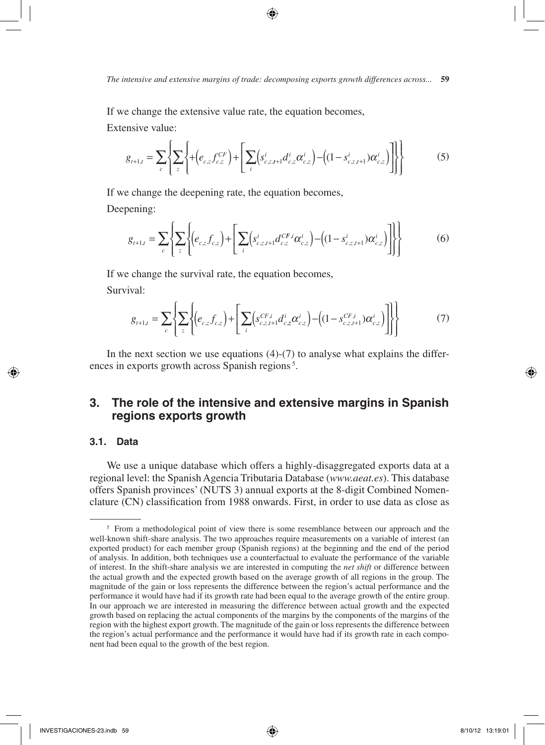If we change the extensive value rate, the equation becomes,

Extensive value:

$$g_{t+1,t} = \sum_{c}\left\{\sum_{z}\left\{+\left(e_{c,z}f_{c,z}^{CF}\right)+\left[\sum_{i}\left(s_{c,z,t+1}^{i}d_{c,z}^{i}\alpha_{c,z}^{i}\right)-\left((1-s_{c,z,t+1}^{i})\alpha_{c,z}^{i}\right)\right]\right\}\right\} \tag{5}$$

If we change the deepening rate, the equation becomes,

Deepening:

$$g_{t+1,t} = \sum_{c}\left\{\sum_{z}\left\{\left(e_{c,z}f_{c,z}\right)+\left[\sum_{i}\left(s_{c,z,t+1}^{i}d_{c,z}^{CF,i}\alpha_{c,z}^{i}\right)-\left((1-s_{c,z,t+1}^{i})\alpha_{c,z}^{i}\right)\right]\right\}\right\} \tag{6}$$

If we change the survival rate, the equation becomes,

Survival:

$$g_{t+1,t} = \sum_{c}\left\{\sum_{z}\left\{\left(e_{c,z}f_{c,z}\right)+\left[\sum_{i}\left(s_{c,z,t+1}^{CF,i}d_{c,z}^{i}\alpha_{c,z}^{i}\right)-\left((1-s_{c,z,t+1}^{CF,i})\alpha_{c,z}^{i}\right)\right]\right\}\right\} \tag{7}$$

In the next section we use equations (4)-(7) to analyse what explains the differences in exports growth across Spanish regions [5].

## 3. The role of the intensive and extensive margins in Spanish regions exports growth

### 3.1. Data

We use a unique database which offers a highly-disaggregated exports data at a regional level: the Spanish Agencia Tributaria Database (*www.aeat.es*). This database offers Spanish provinces' (NUTS 3) annual exports at the 8-digit Combined Nomenclature (CN) classification from 1988 onwards. First, in order to use data as close as

---

[5] From a methodological point of view there is some resemblance between our approach and the well-known shift-share analysis. The two approaches require measurements on a variable of interest (an exported product) for each member group (Spanish regions) at the beginning and the end of the period of analysis. In addition, both techniques use a counterfactual to evaluate the performance of the variable of interest. In the shift-share analysis we are interested in computing the *net shift* or difference between the actual growth and the expected growth based on the average growth of all regions in the group. The magnitude of the gain or loss represents the difference between the region's actual performance and the performance it would have had if its growth rate had been equal to the average growth of the entire group. In our approach we are interested in measuring the difference between actual growth and the expected growth based on replacing the actual components of the margins by the components of the margins of the region with the highest export growth. The magnitude of the gain or loss represents the difference between the region's actual performance and the performance it would have had if its growth rate in each component had been equal to the growth of the best region.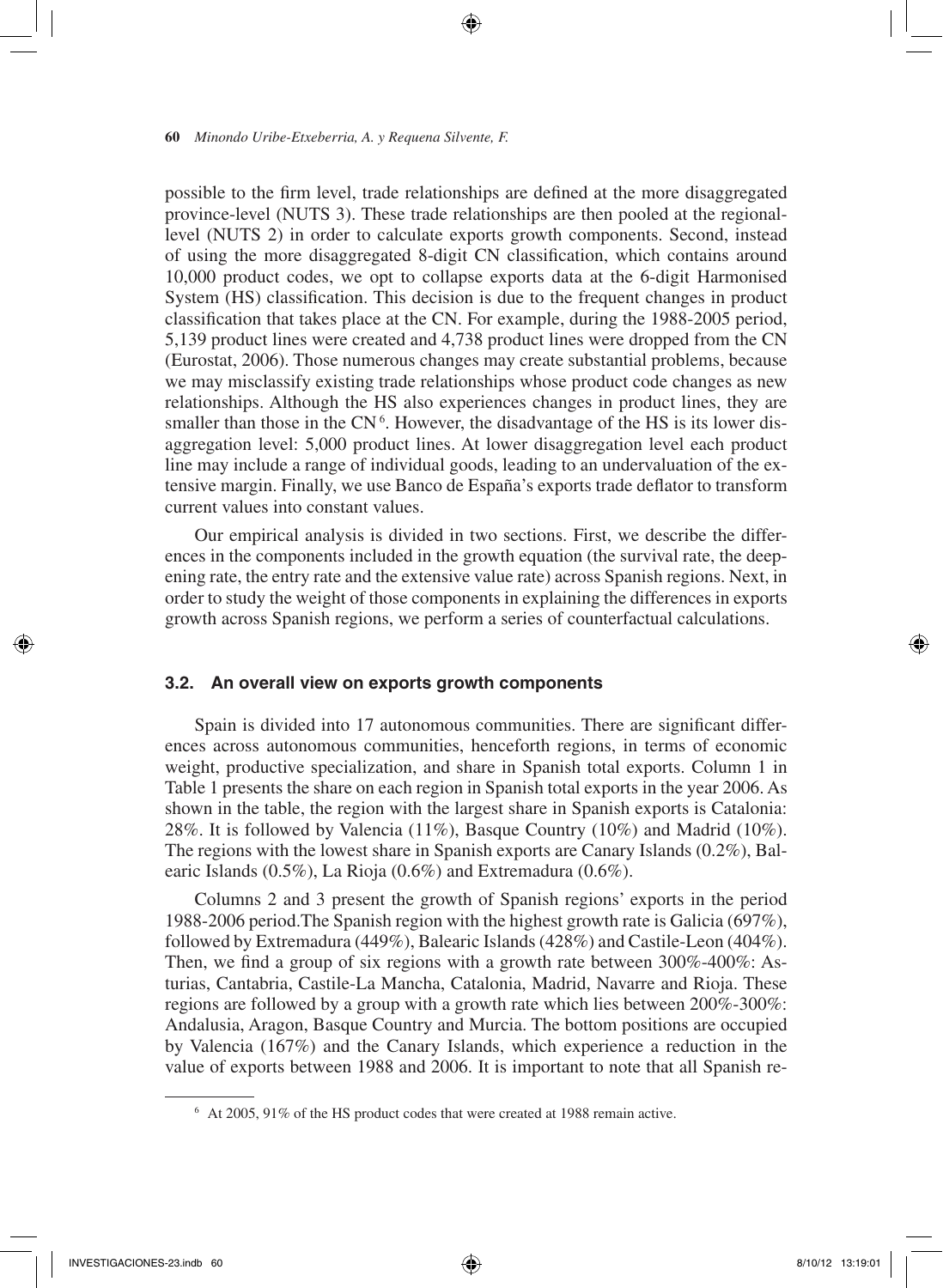possible to the firm level, trade relationships are defined at the more disaggregated province-level (NUTS 3). These trade relationships are then pooled at the regional-level (NUTS 2) in order to calculate exports growth components. Second, instead of using the more disaggregated 8-digit CN classification, which contains around 10,000 product codes, we opt to collapse exports data at the 6-digit Harmonised System (HS) classification. This decision is due to the frequent changes in product classification that takes place at the CN. For example, during the 1988-2005 period, 5,139 product lines were created and 4,738 product lines were dropped from the CN (Eurostat, 2006). Those numerous changes may create substantial problems, because we may misclassify existing trade relationships whose product code changes as new relationships. Although the HS also experiences changes in product lines, they are smaller than those in the CN [6]. However, the disadvantage of the HS is its lower disaggregation level: 5,000 product lines. At lower disaggregation level each product line may include a range of individual goods, leading to an undervaluation of the extensive margin. Finally, we use Banco de España's exports trade deflator to transform current values into constant values.

Our empirical analysis is divided in two sections. First, we describe the differences in the components included in the growth equation (the survival rate, the deepening rate, the entry rate and the extensive value rate) across Spanish regions. Next, in order to study the weight of those components in explaining the differences in exports growth across Spanish regions, we perform a series of counterfactual calculations.

### 3.2. An overall view on exports growth components

Spain is divided into 17 autonomous communities. There are significant differences across autonomous communities, henceforth regions, in terms of economic weight, productive specialization, and share in Spanish total exports. Column 1 in Table 1 presents the share on each region in Spanish total exports in the year 2006. As shown in the table, the region with the largest share in Spanish exports is Catalonia: 28%. It is followed by Valencia (11%), Basque Country (10%) and Madrid (10%). The regions with the lowest share in Spanish exports are Canary Islands (0.2%), Balearic Islands (0.5%), La Rioja (0.6%) and Extremadura (0.6%).

Columns 2 and 3 present the growth of Spanish regions' exports in the period 1988-2006 period.The Spanish region with the highest growth rate is Galicia (697%), followed by Extremadura (449%), Balearic Islands (428%) and Castile-Leon (404%). Then, we find a group of six regions with a growth rate between 300%-400%: Asturias, Cantabria, Castile-La Mancha, Catalonia, Madrid, Navarre and Rioja. These regions are followed by a group with a growth rate which lies between 200%-300%: Andalusia, Aragon, Basque Country and Murcia. The bottom positions are occupied by Valencia (167%) and the Canary Islands, which experience a reduction in the value of exports between 1988 and 2006. It is important to note that all Spanish re-

[6] At 2005, 91% of the HS product codes that were created at 1988 remain active.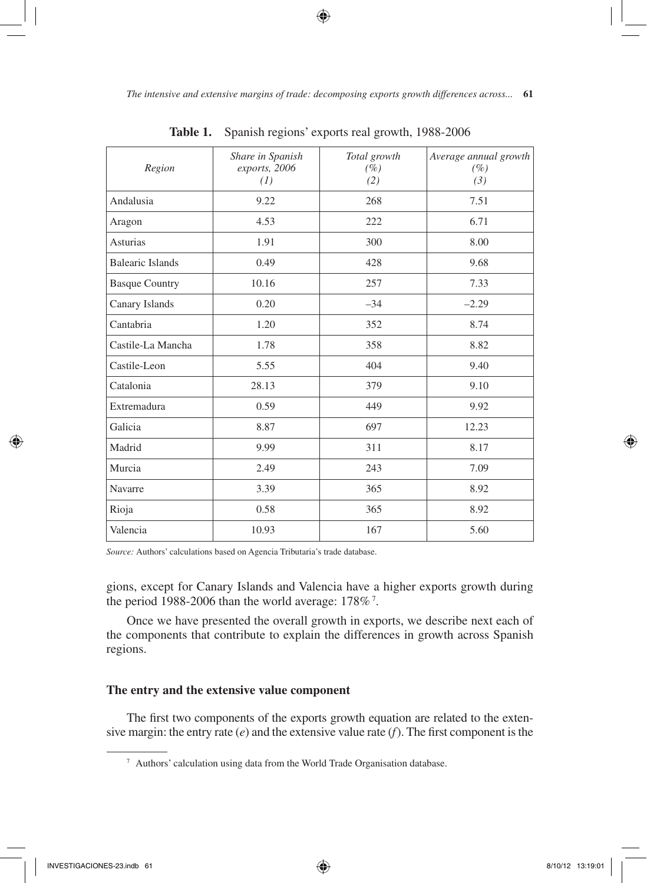**Table 1.** Spanish regions' exports real growth, 1988-2006

| *Region* | *Share in Spanish exports, 2006 (1)* | *Total growth (%) (2)* | *Average annual growth (%) (3)* |
|---|---|---|---|
| Andalusia | 9.22 | 268 | 7.51 |
| Aragon | 4.53 | 222 | 6.71 |
| Asturias | 1.91 | 300 | 8.00 |
| Balearic Islands | 0.49 | 428 | 9.68 |
| Basque Country | 10.16 | 257 | 7.33 |
| Canary Islands | 0.20 | –34 | –2.29 |
| Cantabria | 1.20 | 352 | 8.74 |
| Castile-La Mancha | 1.78 | 358 | 8.82 |
| Castile-Leon | 5.55 | 404 | 9.40 |
| Catalonia | 28.13 | 379 | 9.10 |
| Extremadura | 0.59 | 449 | 9.92 |
| Galicia | 8.87 | 697 | 12.23 |
| Madrid | 9.99 | 311 | 8.17 |
| Murcia | 2.49 | 243 | 7.09 |
| Navarre | 3.39 | 365 | 8.92 |
| Rioja | 0.58 | 365 | 8.92 |
| Valencia | 10.93 | 167 | 5.60 |

*Source:* Authors' calculations based on Agencia Tributaria's trade database.

gions, except for Canary Islands and Valencia have a higher exports growth during the period 1988-2006 than the world average: 178%[7].

Once we have presented the overall growth in exports, we describe next each of the components that contribute to explain the differences in growth across Spanish regions.

### The entry and the extensive value component

The first two components of the exports growth equation are related to the extensive margin: the entry rate ($e$) and the extensive value rate ($f$). The first component is the

[7] Authors' calculation using data from the World Trade Organisation database.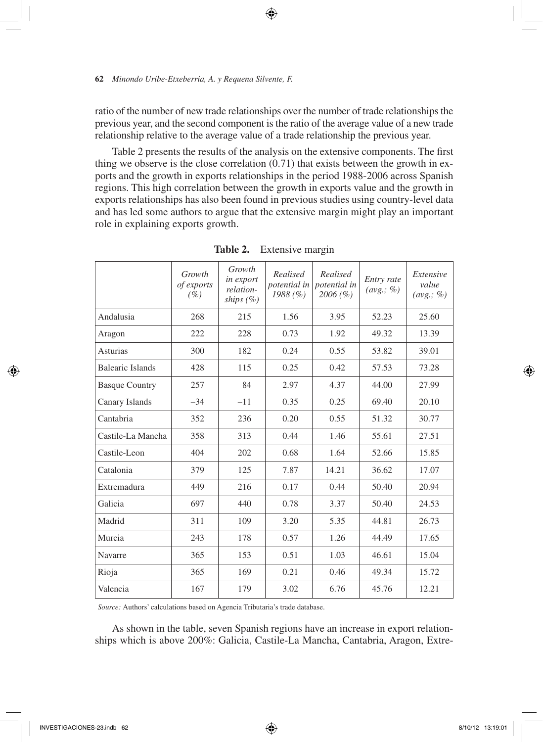ratio of the number of new trade relationships over the number of trade relationships the previous year, and the second component is the ratio of the average value of a new trade relationship relative to the average value of a trade relationship the previous year.

Table 2 presents the results of the analysis on the extensive components. The first thing we observe is the close correlation (0.71) that exists between the growth in exports and the growth in exports relationships in the period 1988-2006 across Spanish regions. This high correlation between the growth in exports value and the growth in exports relationships has also been found in previous studies using country-level data and has led some authors to argue that the extensive margin might play an important role in explaining exports growth.

**Table 2.** Extensive margin

| | *Growth of exports (%)* | *Growth in export relation-ships (%)* | *Realised potential in 1988 (%)* | *Realised potential in 2006 (%)* | *Entry rate (avg.; %)* | *Extensive value (avg.; %)* |
|---|---|---|---|---|---|---|
| Andalusia | 268 | 215 | 1.56 | 3.95 | 52.23 | 25.60 |
| Aragon | 222 | 228 | 0.73 | 1.92 | 49.32 | 13.39 |
| Asturias | 300 | 182 | 0.24 | 0.55 | 53.82 | 39.01 |
| Balearic Islands | 428 | 115 | 0.25 | 0.42 | 57.53 | 73.28 |
| Basque Country | 257 | 84 | 2.97 | 4.37 | 44.00 | 27.99 |
| Canary Islands | –34 | –11 | 0.35 | 0.25 | 69.40 | 20.10 |
| Cantabria | 352 | 236 | 0.20 | 0.55 | 51.32 | 30.77 |
| Castile-La Mancha | 358 | 313 | 0.44 | 1.46 | 55.61 | 27.51 |
| Castile-Leon | 404 | 202 | 0.68 | 1.64 | 52.66 | 15.85 |
| Catalonia | 379 | 125 | 7.87 | 14.21 | 36.62 | 17.07 |
| Extremadura | 449 | 216 | 0.17 | 0.44 | 50.40 | 20.94 |
| Galicia | 697 | 440 | 0.78 | 3.37 | 50.40 | 24.53 |
| Madrid | 311 | 109 | 3.20 | 5.35 | 44.81 | 26.73 |
| Murcia | 243 | 178 | 0.57 | 1.26 | 44.49 | 17.65 |
| Navarre | 365 | 153 | 0.51 | 1.03 | 46.61 | 15.04 |
| Rioja | 365 | 169 | 0.21 | 0.46 | 49.34 | 15.72 |
| Valencia | 167 | 179 | 3.02 | 6.76 | 45.76 | 12.21 |

*Source:* Authors' calculations based on Agencia Tributaria's trade database.

As shown in the table, seven Spanish regions have an increase in export relationships which is above 200%: Galicia, Castile-La Mancha, Cantabria, Aragon, Extre-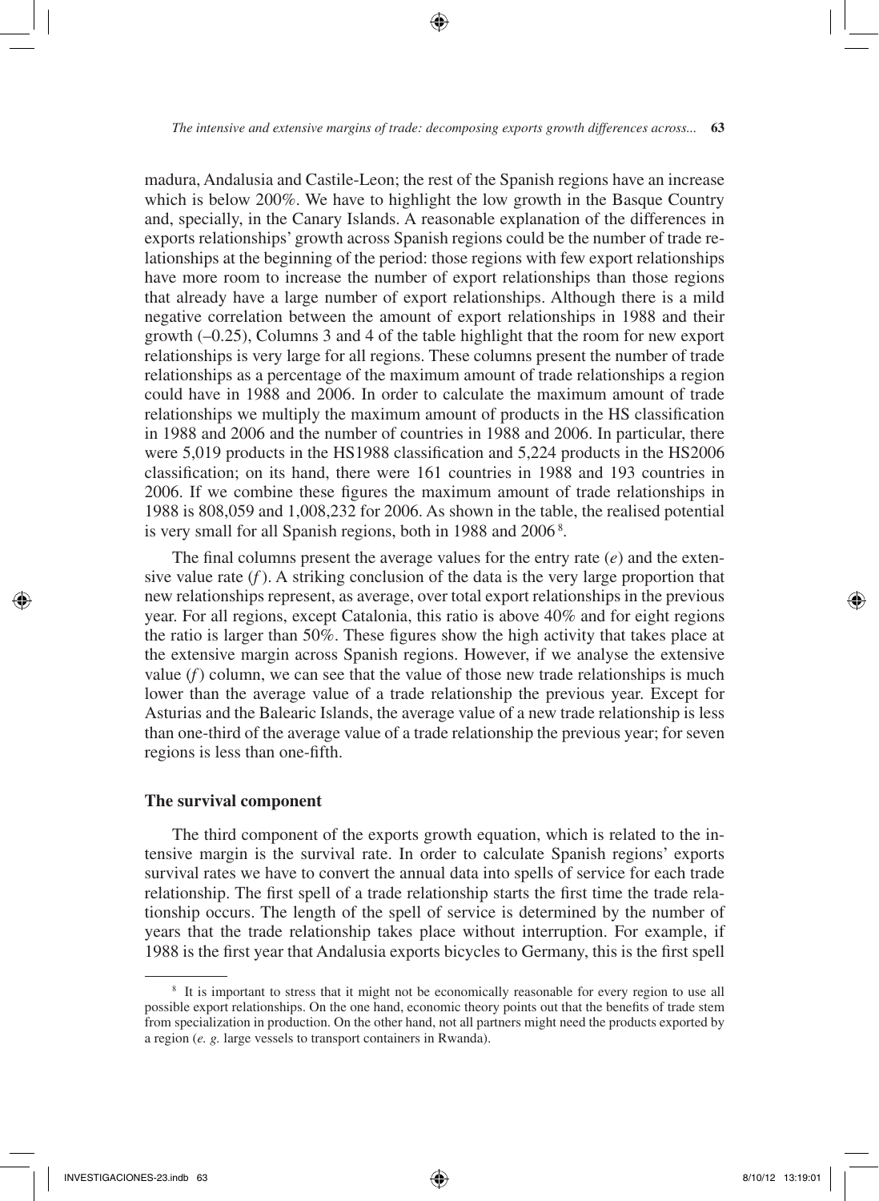madura, Andalusia and Castile-Leon; the rest of the Spanish regions have an increase which is below 200%. We have to highlight the low growth in the Basque Country and, specially, in the Canary Islands. A reasonable explanation of the differences in exports relationships' growth across Spanish regions could be the number of trade relationships at the beginning of the period: those regions with few export relationships have more room to increase the number of export relationships than those regions that already have a large number of export relationships. Although there is a mild negative correlation between the amount of export relationships in 1988 and their growth (–0.25), Columns 3 and 4 of the table highlight that the room for new export relationships is very large for all regions. These columns present the number of trade relationships as a percentage of the maximum amount of trade relationships a region could have in 1988 and 2006. In order to calculate the maximum amount of trade relationships we multiply the maximum amount of products in the HS classification in 1988 and 2006 and the number of countries in 1988 and 2006. In particular, there were 5,019 products in the HS1988 classification and 5,224 products in the HS2006 classification; on its hand, there were 161 countries in 1988 and 193 countries in 2006. If we combine these figures the maximum amount of trade relationships in 1988 is 808,059 and 1,008,232 for 2006. As shown in the table, the realised potential is very small for all Spanish regions, both in 1988 and 2006 [8].

The final columns present the average values for the entry rate ($e$) and the extensive value rate ($f$). A striking conclusion of the data is the very large proportion that new relationships represent, as average, over total export relationships in the previous year. For all regions, except Catalonia, this ratio is above 40% and for eight regions the ratio is larger than 50%. These figures show the high activity that takes place at the extensive margin across Spanish regions. However, if we analyse the extensive value ($f$) column, we can see that the value of those new trade relationships is much lower than the average value of a trade relationship the previous year. Except for Asturias and the Balearic Islands, the average value of a new trade relationship is less than one-third of the average value of a trade relationship the previous year; for seven regions is less than one-fifth.

### The survival component

The third component of the exports growth equation, which is related to the intensive margin is the survival rate. In order to calculate Spanish regions' exports survival rates we have to convert the annual data into spells of service for each trade relationship. The first spell of a trade relationship starts the first time the trade relationship occurs. The length of the spell of service is determined by the number of years that the trade relationship takes place without interruption. For example, if 1988 is the first year that Andalusia exports bicycles to Germany, this is the first spell

[8] It is important to stress that it might not be economically reasonable for every region to use all possible export relationships. On the one hand, economic theory points out that the benefits of trade stem from specialization in production. On the other hand, not all partners might need the products exported by a region (*e. g.* large vessels to transport containers in Rwanda).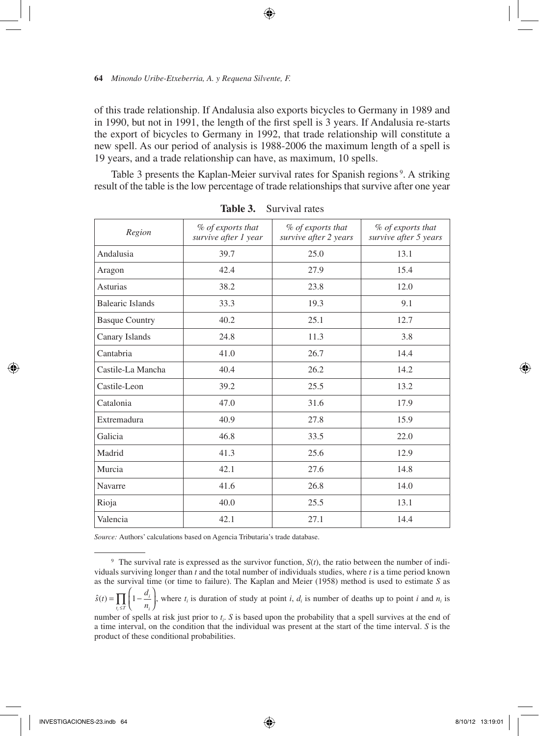of this trade relationship. If Andalusia also exports bicycles to Germany in 1989 and in 1990, but not in 1991, the length of the first spell is 3 years. If Andalusia re-starts the export of bicycles to Germany in 1992, that trade relationship will constitute a new spell. As our period of analysis is 1988-2006 the maximum length of a spell is 19 years, and a trade relationship can have, as maximum, 10 spells.

Table 3 presents the Kaplan-Meier survival rates for Spanish regions[9]. A striking result of the table is the low percentage of trade relationships that survive after one year

**Table 3.** Survival rates

| *Region* | *% of exports that survive after 1 year* | *% of exports that survive after 2 years* | *% of exports that survive after 5 years* |
|---|---|---|---|
| Andalusia | 39.7 | 25.0 | 13.1 |
| Aragon | 42.4 | 27.9 | 15.4 |
| Asturias | 38.2 | 23.8 | 12.0 |
| Balearic Islands | 33.3 | 19.3 | 9.1 |
| Basque Country | 40.2 | 25.1 | 12.7 |
| Canary Islands | 24.8 | 11.3 | 3.8 |
| Cantabria | 41.0 | 26.7 | 14.4 |
| Castile-La Mancha | 40.4 | 26.2 | 14.2 |
| Castile-Leon | 39.2 | 25.5 | 13.2 |
| Catalonia | 47.0 | 31.6 | 17.9 |
| Extremadura | 40.9 | 27.8 | 15.9 |
| Galicia | 46.8 | 33.5 | 22.0 |
| Madrid | 41.3 | 25.6 | 12.9 |
| Murcia | 42.1 | 27.6 | 14.8 |
| Navarre | 41.6 | 26.8 | 14.0 |
| Rioja | 40.0 | 25.5 | 13.1 |
| Valencia | 42.1 | 27.1 | 14.4 |

*Source:* Authors' calculations based on Agencia Tributaria's trade database.

[9] The survival rate is expressed as the survivor function, $S(t)$, the ratio between the number of individuals surviving longer than $t$ and the total number of individuals studies, where $t$ is a time period known as the survival time (or time to failure). The Kaplan and Meier (1958) method is used to estimate $S$ as $\hat{s}(t) = \prod_{t_i \leq T} \left(1 - \frac{d_i}{n_i}\right)$, where $t_i$ is duration of study at point $i$, $d_i$ is number of deaths up to point $i$ and $n_i$ is number of spells at risk just prior to $t_i$. $S$ is based upon the probability that a spell survives at the end of a time interval, on the condition that the individual was present at the start of the time interval. $S$ is the product of these conditional probabilities.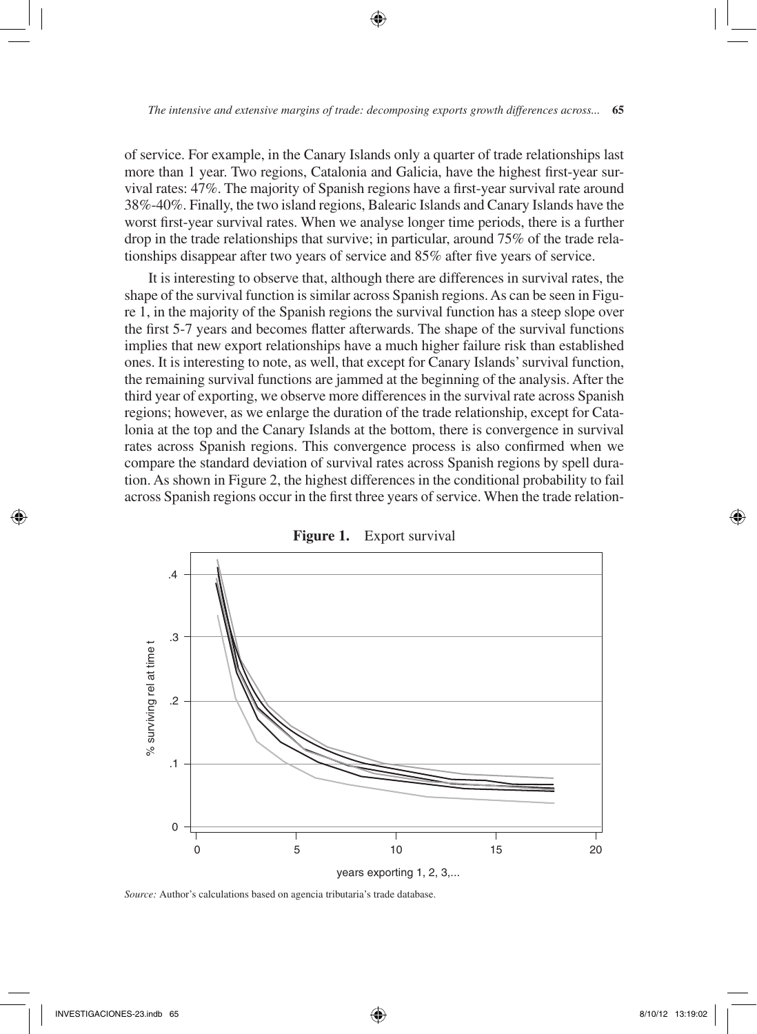of service. For example, in the Canary Islands only a quarter of trade relationships last more than 1 year. Two regions, Catalonia and Galicia, have the highest first-year survival rates: 47%. The majority of Spanish regions have a first-year survival rate around 38%-40%. Finally, the two island regions, Balearic Islands and Canary Islands have the worst first-year survival rates. When we analyse longer time periods, there is a further drop in the trade relationships that survive; in particular, around 75% of the trade relationships disappear after two years of service and 85% after five years of service.

It is interesting to observe that, although there are differences in survival rates, the shape of the survival function is similar across Spanish regions. As can be seen in Figure 1, in the majority of the Spanish regions the survival function has a steep slope over the first 5-7 years and becomes flatter afterwards. The shape of the survival functions implies that new export relationships have a much higher failure risk than established ones. It is interesting to note, as well, that except for Canary Islands' survival function, the remaining survival functions are jammed at the beginning of the analysis. After the third year of exporting, we observe more differences in the survival rate across Spanish regions; however, as we enlarge the duration of the trade relationship, except for Catalonia at the top and the Canary Islands at the bottom, there is convergence in survival rates across Spanish regions. This convergence process is also confirmed when we compare the standard deviation of survival rates across Spanish regions by spell duration. As shown in Figure 2, the highest differences in the conditional probability to fail across Spanish regions occur in the first three years of service. When the trade relation-

**Figure 1.** Export survival

*Source:* Author's calculations based on agencia tributaria's trade database.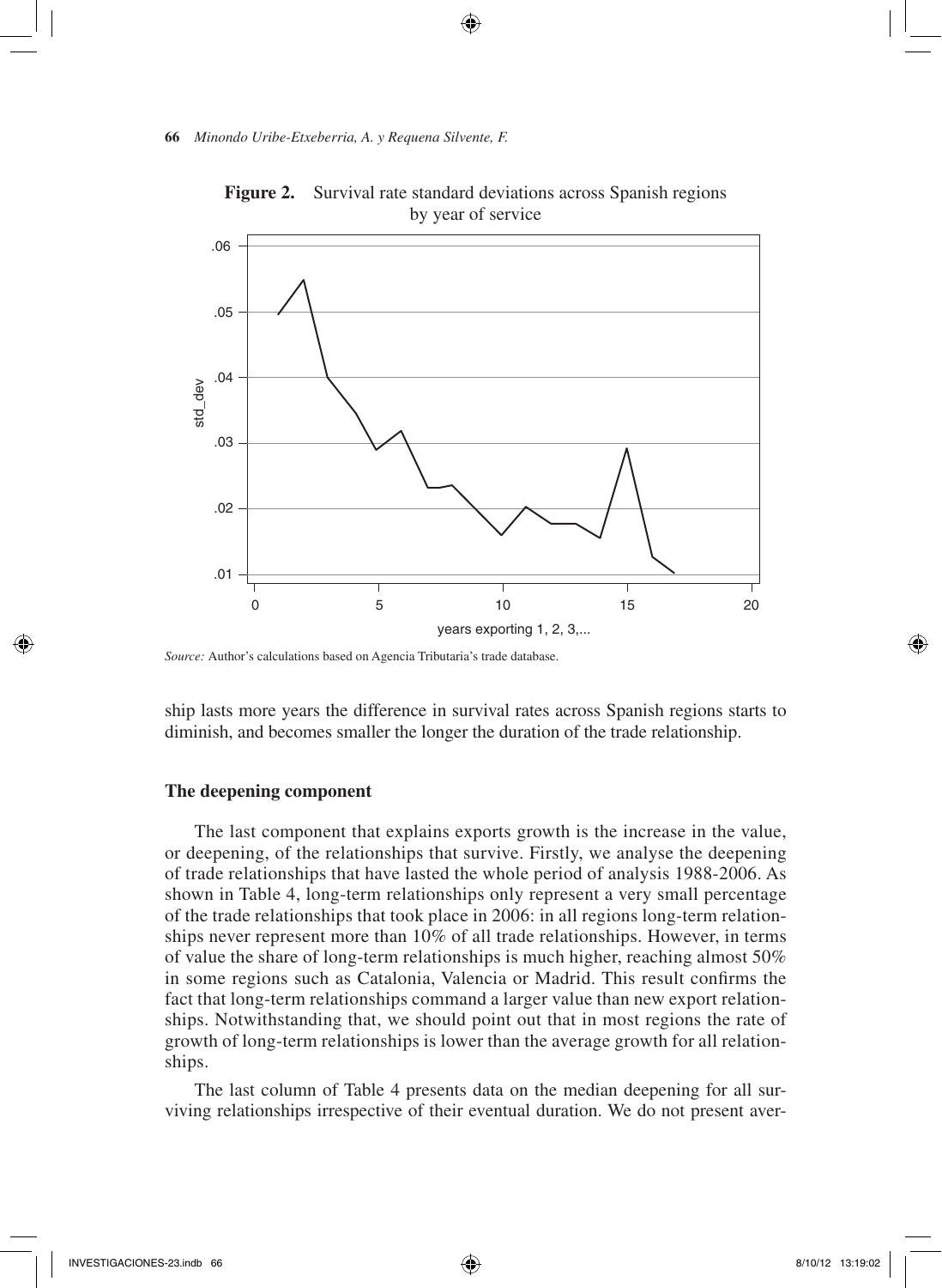**Figure 2.** Survival rate standard deviations across Spanish regions by year of service

*Source:* Author's calculations based on Agencia Tributaria's trade database.

ship lasts more years the difference in survival rates across Spanish regions starts to diminish, and becomes smaller the longer the duration of the trade relationship.

### The deepening component

The last component that explains exports growth is the increase in the value, or deepening, of the relationships that survive. Firstly, we analyse the deepening of trade relationships that have lasted the whole period of analysis 1988-2006. As shown in Table 4, long-term relationships only represent a very small percentage of the trade relationships that took place in 2006: in all regions long-term relationships never represent more than 10% of all trade relationships. However, in terms of value the share of long-term relationships is much higher, reaching almost 50% in some regions such as Catalonia, Valencia or Madrid. This result confirms the fact that long-term relationships command a larger value than new export relationships. Notwithstanding that, we should point out that in most regions the rate of growth of long-term relationships is lower than the average growth for all relationships.

The last column of Table 4 presents data on the median deepening for all surviving relationships irrespective of their eventual duration. We do not present aver-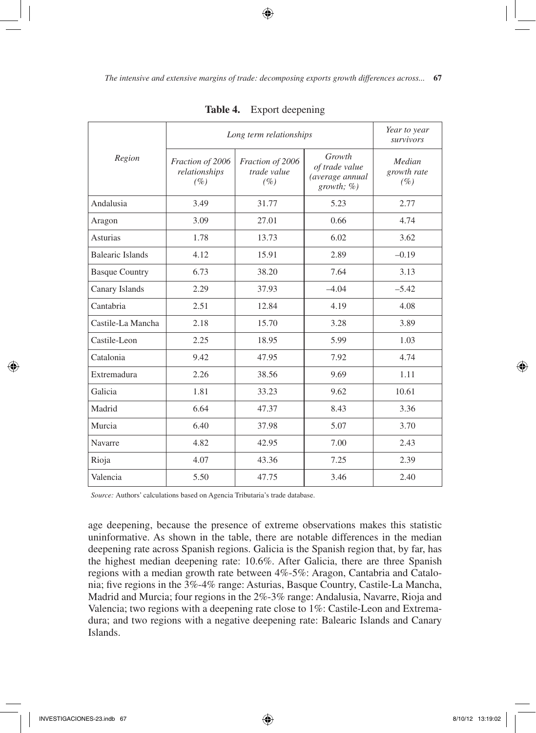**Table 4.** Export deepening

| Region | Long term relationships | | | Year to year survivors |
|---|---|---|---|---|
| | *Fraction of 2006 relationships (%)* | *Fraction of 2006 trade value (%)* | *Growth of trade value (average annual growth; %)* | *Median growth rate (%)* |
| Andalusia | 3.49 | 31.77 | 5.23 | 2.77 |
| Aragon | 3.09 | 27.01 | 0.66 | 4.74 |
| Asturias | 1.78 | 13.73 | 6.02 | 3.62 |
| Balearic Islands | 4.12 | 15.91 | 2.89 | –0.19 |
| Basque Country | 6.73 | 38.20 | 7.64 | 3.13 |
| Canary Islands | 2.29 | 37.93 | –4.04 | –5.42 |
| Cantabria | 2.51 | 12.84 | 4.19 | 4.08 |
| Castile-La Mancha | 2.18 | 15.70 | 3.28 | 3.89 |
| Castile-Leon | 2.25 | 18.95 | 5.99 | 1.03 |
| Catalonia | 9.42 | 47.95 | 7.92 | 4.74 |
| Extremadura | 2.26 | 38.56 | 9.69 | 1.11 |
| Galicia | 1.81 | 33.23 | 9.62 | 10.61 |
| Madrid | 6.64 | 47.37 | 8.43 | 3.36 |
| Murcia | 6.40 | 37.98 | 5.07 | 3.70 |
| Navarre | 4.82 | 42.95 | 7.00 | 2.43 |
| Rioja | 4.07 | 43.36 | 7.25 | 2.39 |
| Valencia | 5.50 | 47.75 | 3.46 | 2.40 |

*Source:* Authors' calculations based on Agencia Tributaria's trade database.

age deepening, because the presence of extreme observations makes this statistic uninformative. As shown in the table, there are notable differences in the median deepening rate across Spanish regions. Galicia is the Spanish region that, by far, has the highest median deepening rate: 10.6%. After Galicia, there are three Spanish regions with a median growth rate between 4%-5%: Aragon, Cantabria and Catalonia; five regions in the 3%-4% range: Asturias, Basque Country, Castile-La Mancha, Madrid and Murcia; four regions in the 2%-3% range: Andalusia, Navarre, Rioja and Valencia; two regions with a deepening rate close to 1%: Castile-Leon and Extremadura; and two regions with a negative deepening rate: Balearic Islands and Canary Islands.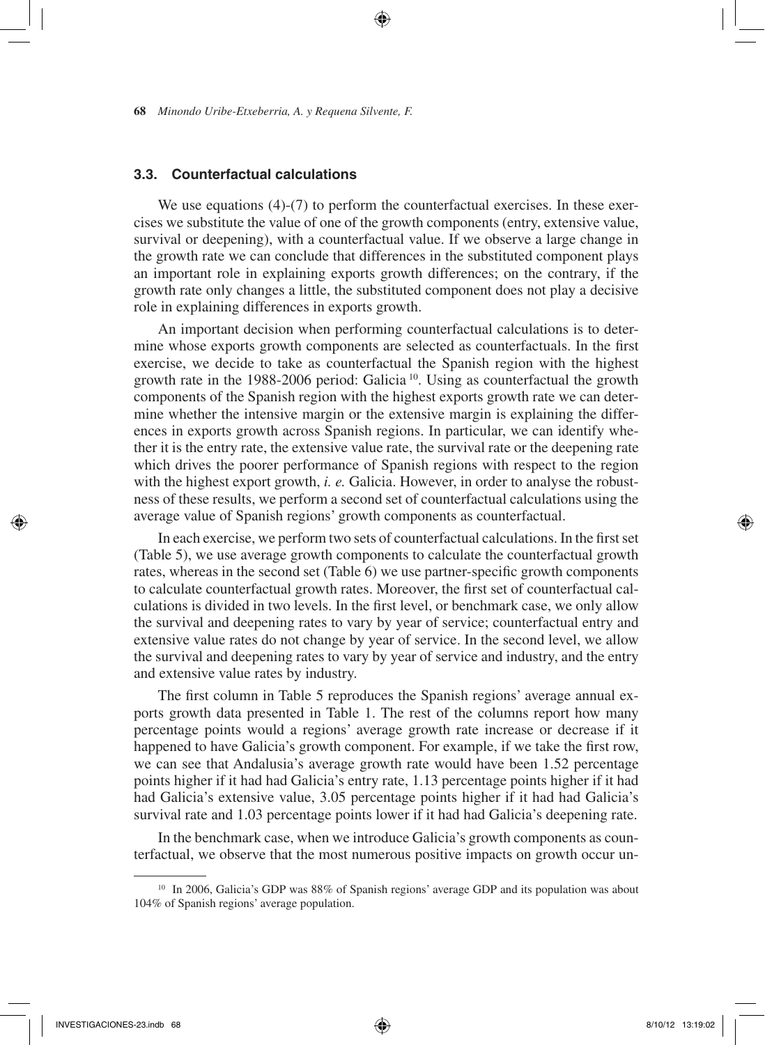### 3.3. Counterfactual calculations

We use equations (4)-(7) to perform the counterfactual exercises. In these exercises we substitute the value of one of the growth components (entry, extensive value, survival or deepening), with a counterfactual value. If we observe a large change in the growth rate we can conclude that differences in the substituted component plays an important role in explaining exports growth differences; on the contrary, if the growth rate only changes a little, the substituted component does not play a decisive role in explaining differences in exports growth.

An important decision when performing counterfactual calculations is to determine whose exports growth components are selected as counterfactuals. In the first exercise, we decide to take as counterfactual the Spanish region with the highest growth rate in the 1988-2006 period: Galicia [10]. Using as counterfactual the growth components of the Spanish region with the highest exports growth rate we can determine whether the intensive margin or the extensive margin is explaining the differences in exports growth across Spanish regions. In particular, we can identify whether it is the entry rate, the extensive value rate, the survival rate or the deepening rate which drives the poorer performance of Spanish regions with respect to the region with the highest export growth, *i. e.* Galicia. However, in order to analyse the robustness of these results, we perform a second set of counterfactual calculations using the average value of Spanish regions' growth components as counterfactual.

In each exercise, we perform two sets of counterfactual calculations. In the first set (Table 5), we use average growth components to calculate the counterfactual growth rates, whereas in the second set (Table 6) we use partner-specific growth components to calculate counterfactual growth rates. Moreover, the first set of counterfactual calculations is divided in two levels. In the first level, or benchmark case, we only allow the survival and deepening rates to vary by year of service; counterfactual entry and extensive value rates do not change by year of service. In the second level, we allow the survival and deepening rates to vary by year of service and industry, and the entry and extensive value rates by industry.

The first column in Table 5 reproduces the Spanish regions' average annual exports growth data presented in Table 1. The rest of the columns report how many percentage points would a regions' average growth rate increase or decrease if it happened to have Galicia's growth component. For example, if we take the first row, we can see that Andalusia's average growth rate would have been 1.52 percentage points higher if it had had Galicia's entry rate, 1.13 percentage points higher if it had had Galicia's extensive value, 3.05 percentage points higher if it had had Galicia's survival rate and 1.03 percentage points lower if it had had Galicia's deepening rate.

In the benchmark case, when we introduce Galicia's growth components as counterfactual, we observe that the most numerous positive impacts on growth occur un-

---

[10] In 2006, Galicia's GDP was 88% of Spanish regions' average GDP and its population was about 104% of Spanish regions' average population.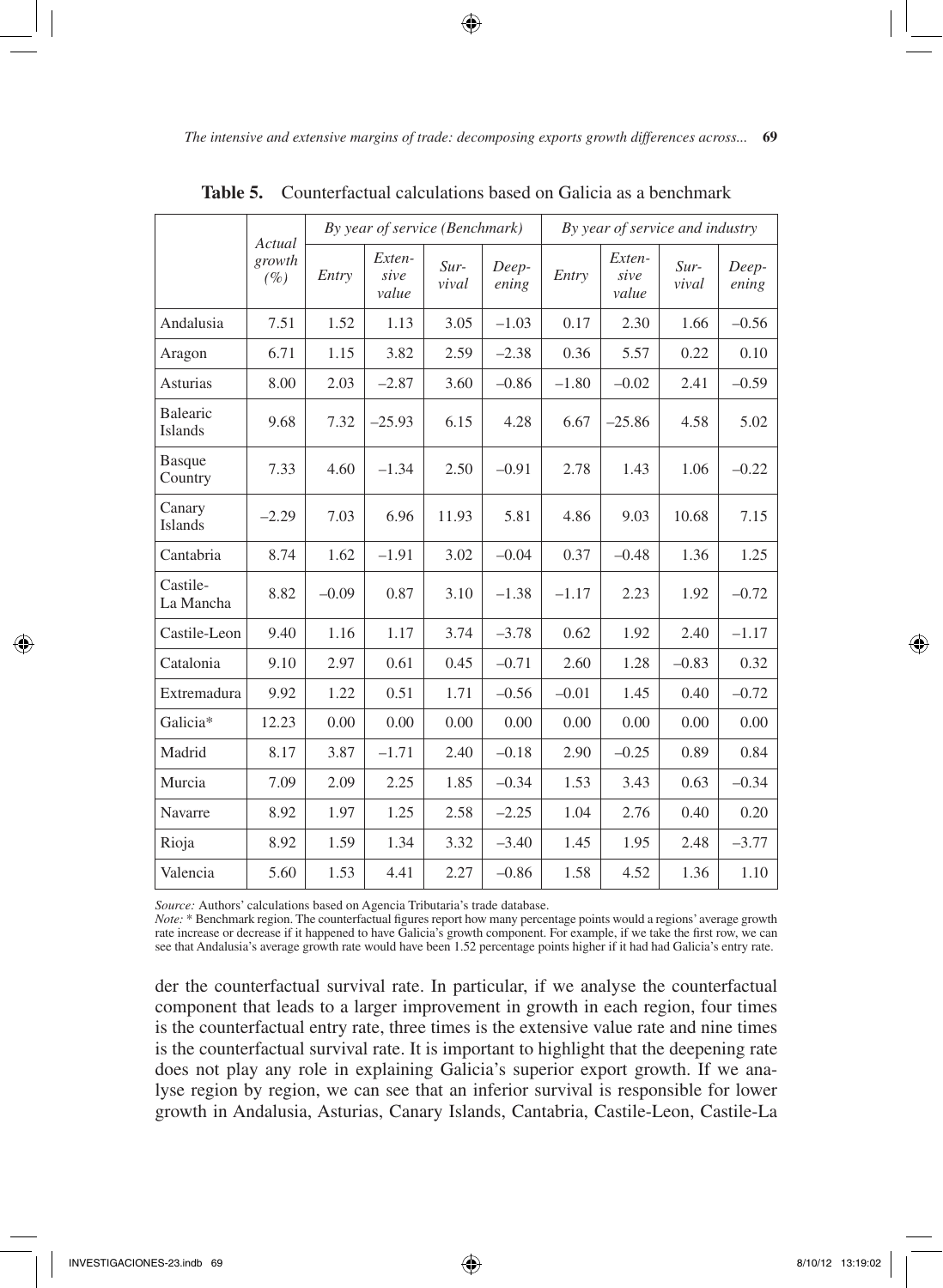**Table 5.** Counterfactual calculations based on Galicia as a benchmark

| | Actual growth (%) | By year of service (Benchmark) | | | | By year of service and industry | | | |
|---|---|---|---|---|---|---|---|---|---|
| | | Entry | Extensive value | Survival | Deepening | Entry | Extensive value | Survival | Deepening |
| Andalusia | 7.51 | 1.52 | 1.13 | 3.05 | –1.03 | 0.17 | 2.30 | 1.66 | –0.56 |
| Aragon | 6.71 | 1.15 | 3.82 | 2.59 | –2.38 | 0.36 | 5.57 | 0.22 | 0.10 |
| Asturias | 8.00 | 2.03 | –2.87 | 3.60 | –0.86 | –1.80 | –0.02 | 2.41 | –0.59 |
| Balearic Islands | 9.68 | 7.32 | –25.93 | 6.15 | 4.28 | 6.67 | –25.86 | 4.58 | 5.02 |
| Basque Country | 7.33 | 4.60 | –1.34 | 2.50 | –0.91 | 2.78 | 1.43 | 1.06 | –0.22 |
| Canary Islands | –2.29 | 7.03 | 6.96 | 11.93 | 5.81 | 4.86 | 9.03 | 10.68 | 7.15 |
| Cantabria | 8.74 | 1.62 | –1.91 | 3.02 | –0.04 | 0.37 | –0.48 | 1.36 | 1.25 |
| Castile-La Mancha | 8.82 | –0.09 | 0.87 | 3.10 | –1.38 | –1.17 | 2.23 | 1.92 | –0.72 |
| Castile-Leon | 9.40 | 1.16 | 1.17 | 3.74 | –3.78 | 0.62 | 1.92 | 2.40 | –1.17 |
| Catalonia | 9.10 | 2.97 | 0.61 | 0.45 | –0.71 | 2.60 | 1.28 | –0.83 | 0.32 |
| Extremadura | 9.92 | 1.22 | 0.51 | 1.71 | –0.56 | –0.01 | 1.45 | 0.40 | –0.72 |
| Galicia* | 12.23 | 0.00 | 0.00 | 0.00 | 0.00 | 0.00 | 0.00 | 0.00 | 0.00 |
| Madrid | 8.17 | 3.87 | –1.71 | 2.40 | –0.18 | 2.90 | –0.25 | 0.89 | 0.84 |
| Murcia | 7.09 | 2.09 | 2.25 | 1.85 | –0.34 | 1.53 | 3.43 | 0.63 | –0.34 |
| Navarre | 8.92 | 1.97 | 1.25 | 2.58 | –2.25 | 1.04 | 2.76 | 0.40 | 0.20 |
| Rioja | 8.92 | 1.59 | 1.34 | 3.32 | –3.40 | 1.45 | 1.95 | 2.48 | –3.77 |
| Valencia | 5.60 | 1.53 | 4.41 | 2.27 | –0.86 | 1.58 | 4.52 | 1.36 | 1.10 |

*Source:* Authors' calculations based on Agencia Tributaria's trade database.
*Note:* * Benchmark region. The counterfactual figures report how many percentage points would a regions' average growth rate increase or decrease if it happened to have Galicia's growth component. For example, if we take the first row, we can see that Andalusia's average growth rate would have been 1.52 percentage points higher if it had had Galicia's entry rate.

der the counterfactual survival rate. In particular, if we analyse the counterfactual component that leads to a larger improvement in growth in each region, four times is the counterfactual entry rate, three times is the extensive value rate and nine times is the counterfactual survival rate. It is important to highlight that the deepening rate does not play any role in explaining Galicia's superior export growth. If we analyse region by region, we can see that an inferior survival is responsible for lower growth in Andalusia, Asturias, Canary Islands, Cantabria, Castile-Leon, Castile-La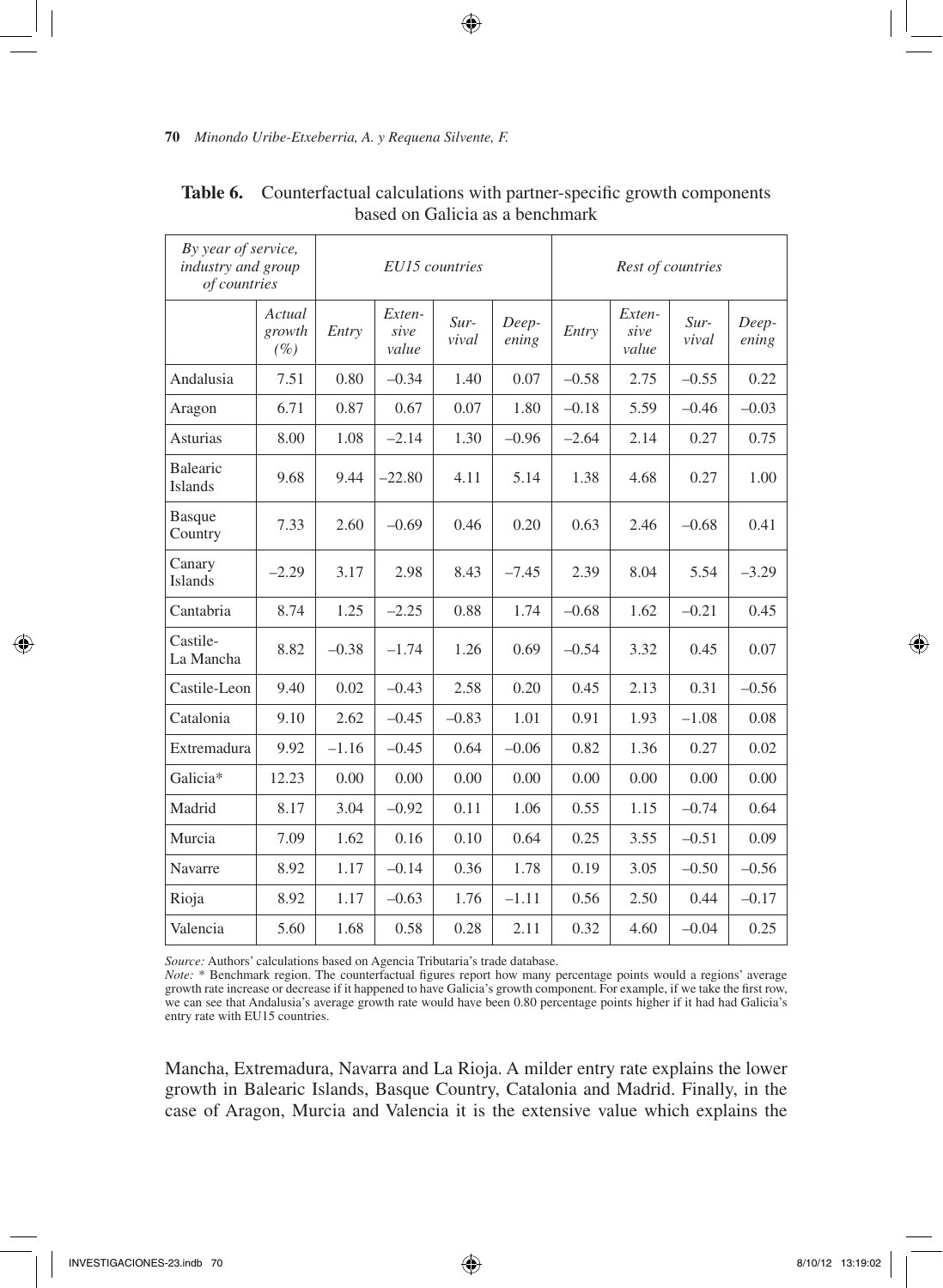**Table 6.** Counterfactual calculations with partner-specific growth components based on Galicia as a benchmark

| *By year of service, industry and group of countries* | | *EU15 countries* | | | | *Rest of countries* | | | |
|---|---|---|---|---|---|---|---|---|---|
| | *Actual growth (%)* | *Entry* | *Extensive value* | *Survival* | *Deepening* | *Entry* | *Extensive value* | *Survival* | *Deepening* |
| Andalusia | 7.51 | 0.80 | –0.34 | 1.40 | 0.07 | –0.58 | 2.75 | –0.55 | 0.22 |
| Aragon | 6.71 | 0.87 | 0.67 | 0.07 | 1.80 | –0.18 | 5.59 | –0.46 | –0.03 |
| Asturias | 8.00 | 1.08 | –2.14 | 1.30 | –0.96 | –2.64 | 2.14 | 0.27 | 0.75 |
| Balearic Islands | 9.68 | 9.44 | –22.80 | 4.11 | 5.14 | 1.38 | 4.68 | 0.27 | 1.00 |
| Basque Country | 7.33 | 2.60 | –0.69 | 0.46 | 0.20 | 0.63 | 2.46 | –0.68 | 0.41 |
| Canary Islands | –2.29 | 3.17 | 2.98 | 8.43 | –7.45 | 2.39 | 8.04 | 5.54 | –3.29 |
| Cantabria | 8.74 | 1.25 | –2.25 | 0.88 | 1.74 | –0.68 | 1.62 | –0.21 | 0.45 |
| Castile-La Mancha | 8.82 | –0.38 | –1.74 | 1.26 | 0.69 | –0.54 | 3.32 | 0.45 | 0.07 |
| Castile-Leon | 9.40 | 0.02 | –0.43 | 2.58 | 0.20 | 0.45 | 2.13 | 0.31 | –0.56 |
| Catalonia | 9.10 | 2.62 | –0.45 | –0.83 | 1.01 | 0.91 | 1.93 | –1.08 | 0.08 |
| Extremadura | 9.92 | –1.16 | –0.45 | 0.64 | –0.06 | 0.82 | 1.36 | 0.27 | 0.02 |
| Galicia* | 12.23 | 0.00 | 0.00 | 0.00 | 0.00 | 0.00 | 0.00 | 0.00 | 0.00 |
| Madrid | 8.17 | 3.04 | –0.92 | 0.11 | 1.06 | 0.55 | 1.15 | –0.74 | 0.64 |
| Murcia | 7.09 | 1.62 | 0.16 | 0.10 | 0.64 | 0.25 | 3.55 | –0.51 | 0.09 |
| Navarre | 8.92 | 1.17 | –0.14 | 0.36 | 1.78 | 0.19 | 3.05 | –0.50 | –0.56 |
| Rioja | 8.92 | 1.17 | –0.63 | 1.76 | –1.11 | 0.56 | 2.50 | 0.44 | –0.17 |
| Valencia | 5.60 | 1.68 | 0.58 | 0.28 | 2.11 | 0.32 | 4.60 | –0.04 | 0.25 |

*Source:* Authors' calculations based on Agencia Tributaria's trade database.
*Note:* * Benchmark region. The counterfactual figures report how many percentage points would a regions' average growth rate increase or decrease if it happened to have Galicia's growth component. For example, if we take the first row, we can see that Andalusia's average growth rate would have been 0.80 percentage points higher if it had had Galicia's entry rate with EU15 countries.

Mancha, Extremadura, Navarra and La Rioja. A milder entry rate explains the lower growth in Balearic Islands, Basque Country, Catalonia and Madrid. Finally, in the case of Aragon, Murcia and Valencia it is the extensive value which explains the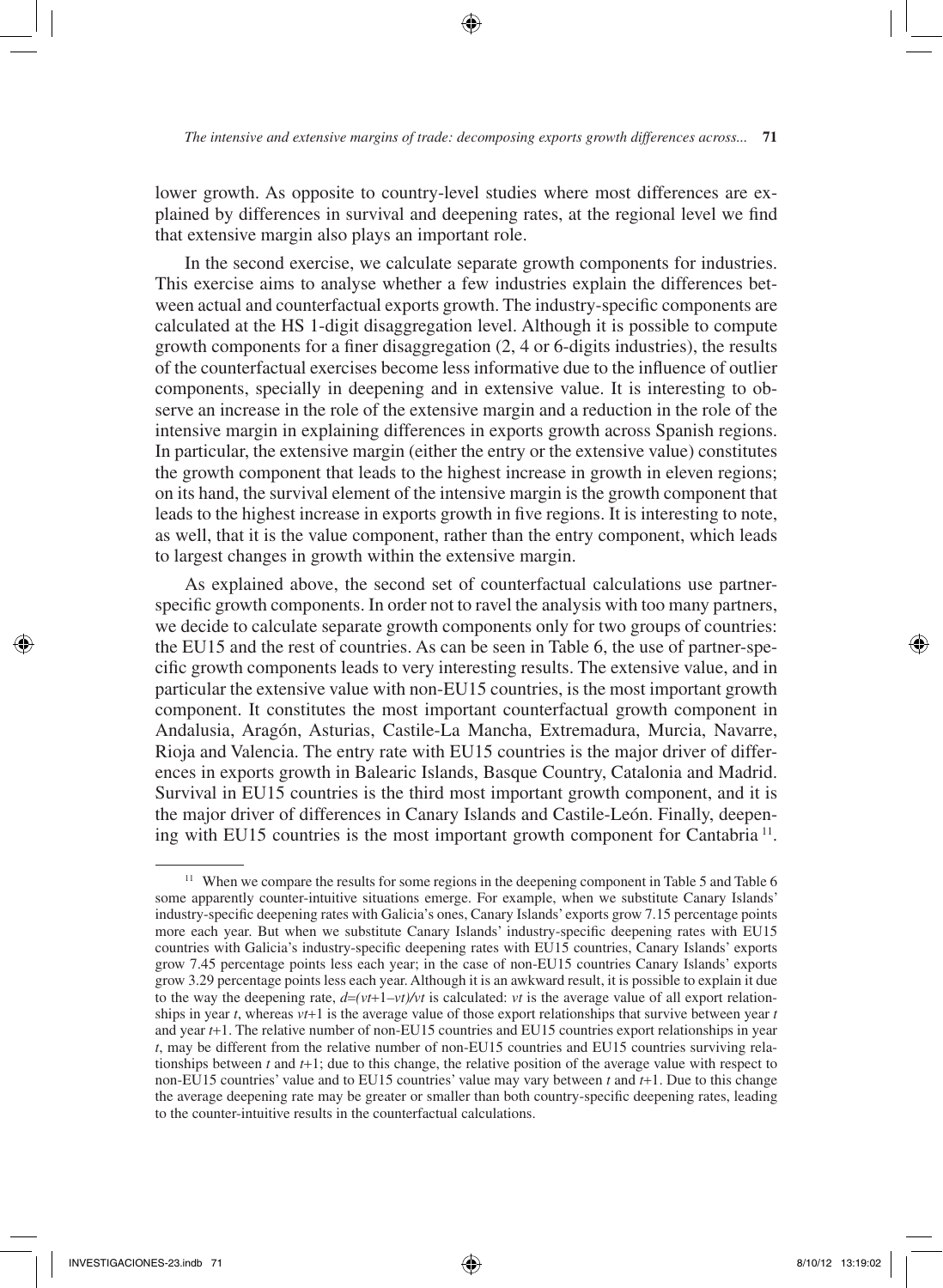lower growth. As opposite to country-level studies where most differences are explained by differences in survival and deepening rates, at the regional level we find that extensive margin also plays an important role.

In the second exercise, we calculate separate growth components for industries. This exercise aims to analyse whether a few industries explain the differences between actual and counterfactual exports growth. The industry-specific components are calculated at the HS 1-digit disaggregation level. Although it is possible to compute growth components for a finer disaggregation (2, 4 or 6-digits industries), the results of the counterfactual exercises become less informative due to the influence of outlier components, specially in deepening and in extensive value. It is interesting to observe an increase in the role of the extensive margin and a reduction in the role of the intensive margin in explaining differences in exports growth across Spanish regions. In particular, the extensive margin (either the entry or the extensive value) constitutes the growth component that leads to the highest increase in growth in eleven regions; on its hand, the survival element of the intensive margin is the growth component that leads to the highest increase in exports growth in five regions. It is interesting to note, as well, that it is the value component, rather than the entry component, which leads to largest changes in growth within the extensive margin.

As explained above, the second set of counterfactual calculations use partner-specific growth components. In order not to ravel the analysis with too many partners, we decide to calculate separate growth components only for two groups of countries: the EU15 and the rest of countries. As can be seen in Table 6, the use of partner-specific growth components leads to very interesting results. The extensive value, and in particular the extensive value with non-EU15 countries, is the most important growth component. It constitutes the most important counterfactual growth component in Andalusia, Aragón, Asturias, Castile-La Mancha, Extremadura, Murcia, Navarre, Rioja and Valencia. The entry rate with EU15 countries is the major driver of differences in exports growth in Balearic Islands, Basque Country, Catalonia and Madrid. Survival in EU15 countries is the third most important growth component, and it is the major driver of differences in Canary Islands and Castile-León. Finally, deepening with EU15 countries is the most important growth component for Cantabria [11].

[11] When we compare the results for some regions in the deepening component in Table 5 and Table 6 some apparently counter-intuitive situations emerge. For example, when we substitute Canary Islands' industry-specific deepening rates with Galicia's ones, Canary Islands' exports grow 7.15 percentage points more each year. But when we substitute Canary Islands' industry-specific deepening rates with EU15 countries with Galicia's industry-specific deepening rates with EU15 countries, Canary Islands' exports grow 7.45 percentage points less each year; in the case of non-EU15 countries Canary Islands' exports grow 3.29 percentage points less each year. Although it is an awkward result, it is possible to explain it due to the way the deepening rate, $d=(v_{t+1}-v_t)/v_t$ is calculated: $v_t$ is the average value of all export relationships in year $t$, whereas $v_{t+1}$ is the average value of those export relationships that survive between year $t$ and year $t+1$. The relative number of non-EU15 countries and EU15 countries export relationships in year $t$, may be different from the relative number of non-EU15 countries and EU15 countries surviving relationships between $t$ and $t+1$; due to this change, the relative position of the average value with respect to non-EU15 countries' value and to EU15 countries' value may vary between $t$ and $t+1$. Due to this change the average deepening rate may be greater or smaller than both country-specific deepening rates, leading to the counter-intuitive results in the counterfactual calculations.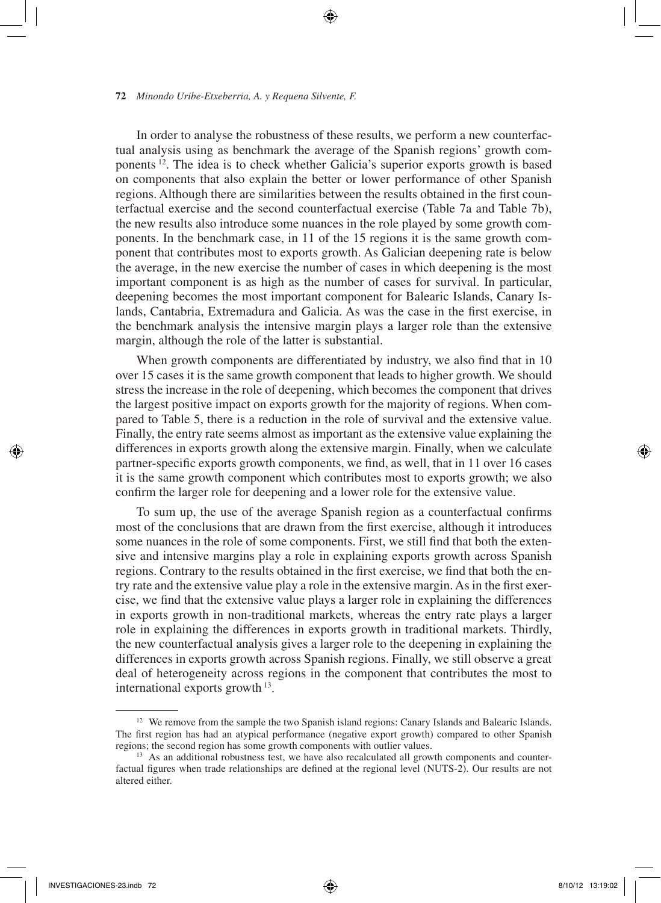In order to analyse the robustness of these results, we perform a new counterfactual analysis using as benchmark the average of the Spanish regions' growth components [12]. The idea is to check whether Galicia's superior exports growth is based on components that also explain the better or lower performance of other Spanish regions. Although there are similarities between the results obtained in the first counterfactual exercise and the second counterfactual exercise (Table 7a and Table 7b), the new results also introduce some nuances in the role played by some growth components. In the benchmark case, in 11 of the 15 regions it is the same growth component that contributes most to exports growth. As Galician deepening rate is below the average, in the new exercise the number of cases in which deepening is the most important component is as high as the number of cases for survival. In particular, deepening becomes the most important component for Balearic Islands, Canary Islands, Cantabria, Extremadura and Galicia. As was the case in the first exercise, in the benchmark analysis the intensive margin plays a larger role than the extensive margin, although the role of the latter is substantial.

When growth components are differentiated by industry, we also find that in 10 over 15 cases it is the same growth component that leads to higher growth. We should stress the increase in the role of deepening, which becomes the component that drives the largest positive impact on exports growth for the majority of regions. When compared to Table 5, there is a reduction in the role of survival and the extensive value. Finally, the entry rate seems almost as important as the extensive value explaining the differences in exports growth along the extensive margin. Finally, when we calculate partner-specific exports growth components, we find, as well, that in 11 over 16 cases it is the same growth component which contributes most to exports growth; we also confirm the larger role for deepening and a lower role for the extensive value.

To sum up, the use of the average Spanish region as a counterfactual confirms most of the conclusions that are drawn from the first exercise, although it introduces some nuances in the role of some components. First, we still find that both the extensive and intensive margins play a role in explaining exports growth across Spanish regions. Contrary to the results obtained in the first exercise, we find that both the entry rate and the extensive value play a role in the extensive margin. As in the first exercise, we find that the extensive value plays a larger role in explaining the differences in exports growth in non-traditional markets, whereas the entry rate plays a larger role in explaining the differences in exports growth in traditional markets. Thirdly, the new counterfactual analysis gives a larger role to the deepening in explaining the differences in exports growth across Spanish regions. Finally, we still observe a great deal of heterogeneity across regions in the component that contributes the most to international exports growth [13].

---

[12] We remove from the sample the two Spanish island regions: Canary Islands and Balearic Islands. The first region has had an atypical performance (negative export growth) compared to other Spanish regions; the second region has some growth components with outlier values.

[13] As an additional robustness test, we have also recalculated all growth components and counterfactual figures when trade relationships are defined at the regional level (NUTS-2). Our results are not altered either.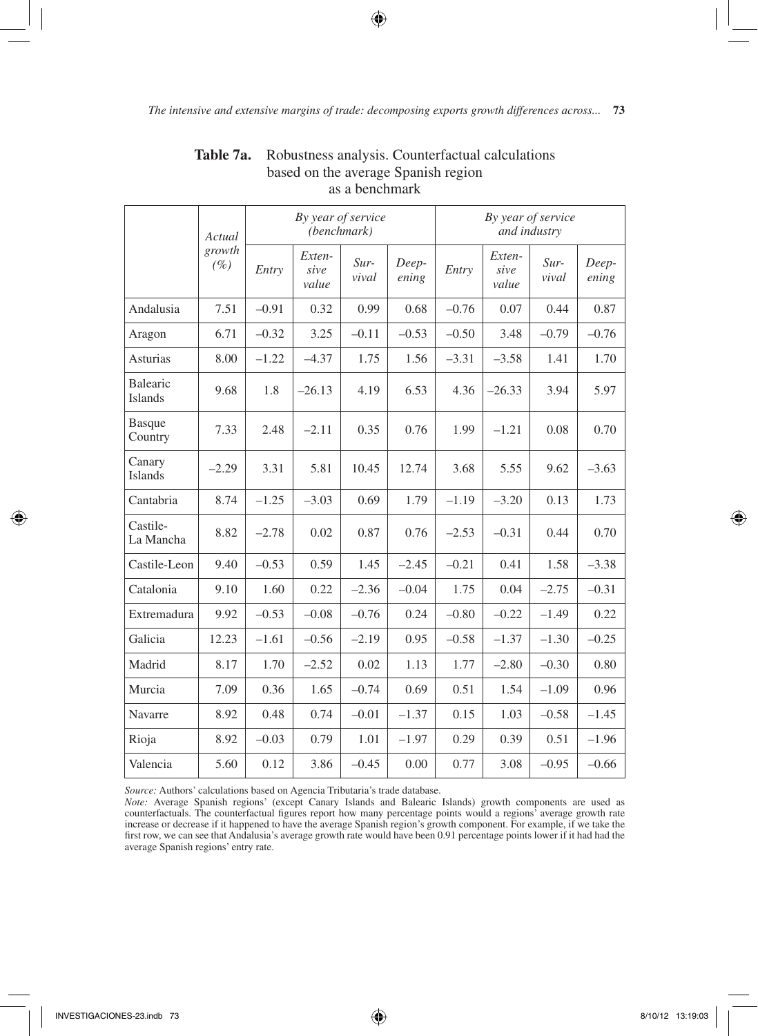**Table 7a.** Robustness analysis. Counterfactual calculations based on the average Spanish region as a benchmark

| | Actual growth (%) | By year of service (benchmark) | | | | By year of service and industry | | | |
|---|---|---|---|---|---|---|---|---|---|
| | | Entry | Extensive value | Survival | Deepening | Entry | Extensive value | Survival | Deepening |
| Andalusia | 7.51 | –0.91 | 0.32 | 0.99 | 0.68 | –0.76 | 0.07 | 0.44 | 0.87 |
| Aragon | 6.71 | –0.32 | 3.25 | –0.11 | –0.53 | –0.50 | 3.48 | –0.79 | –0.76 |
| Asturias | 8.00 | –1.22 | –4.37 | 1.75 | 1.56 | –3.31 | –3.58 | 1.41 | 1.70 |
| Balearic Islands | 9.68 | 1.8 | –26.13 | 4.19 | 6.53 | 4.36 | –26.33 | 3.94 | 5.97 |
| Basque Country | 7.33 | 2.48 | –2.11 | 0.35 | 0.76 | 1.99 | –1.21 | 0.08 | 0.70 |
| Canary Islands | –2.29 | 3.31 | 5.81 | 10.45 | 12.74 | 3.68 | 5.55 | 9.62 | –3.63 |
| Cantabria | 8.74 | –1.25 | –3.03 | 0.69 | 1.79 | –1.19 | –3.20 | 0.13 | 1.73 |
| Castile-La Mancha | 8.82 | –2.78 | 0.02 | 0.87 | 0.76 | –2.53 | –0.31 | 0.44 | 0.70 |
| Castile-Leon | 9.40 | –0.53 | 0.59 | 1.45 | –2.45 | –0.21 | 0.41 | 1.58 | –3.38 |
| Catalonia | 9.10 | 1.60 | 0.22 | –2.36 | –0.04 | 1.75 | 0.04 | –2.75 | –0.31 |
| Extremadura | 9.92 | –0.53 | –0.08 | –0.76 | 0.24 | –0.80 | –0.22 | –1.49 | 0.22 |
| Galicia | 12.23 | –1.61 | –0.56 | –2.19 | 0.95 | –0.58 | –1.37 | –1.30 | –0.25 |
| Madrid | 8.17 | 1.70 | –2.52 | 0.02 | 1.13 | 1.77 | –2.80 | –0.30 | 0.80 |
| Murcia | 7.09 | 0.36 | 1.65 | –0.74 | 0.69 | 0.51 | 1.54 | –1.09 | 0.96 |
| Navarre | 8.92 | 0.48 | 0.74 | –0.01 | –1.37 | 0.15 | 1.03 | –0.58 | –1.45 |
| Rioja | 8.92 | –0.03 | 0.79 | 1.01 | –1.97 | 0.29 | 0.39 | 0.51 | –1.96 |
| Valencia | 5.60 | 0.12 | 3.86 | –0.45 | 0.00 | 0.77 | 3.08 | –0.95 | –0.66 |

*Source:* Authors' calculations based on Agencia Tributaria's trade database.

*Note:* Average Spanish regions' (except Canary Islands and Balearic Islands) growth components are used as counterfactuals. The counterfactual figures report how many percentage points would a regions' average growth rate increase or decrease if it happened to have the average Spanish region's growth component. For example, if we take the first row, we can see that Andalusia's average growth rate would have been 0.91 percentage points lower if it had had the average Spanish regions' entry rate.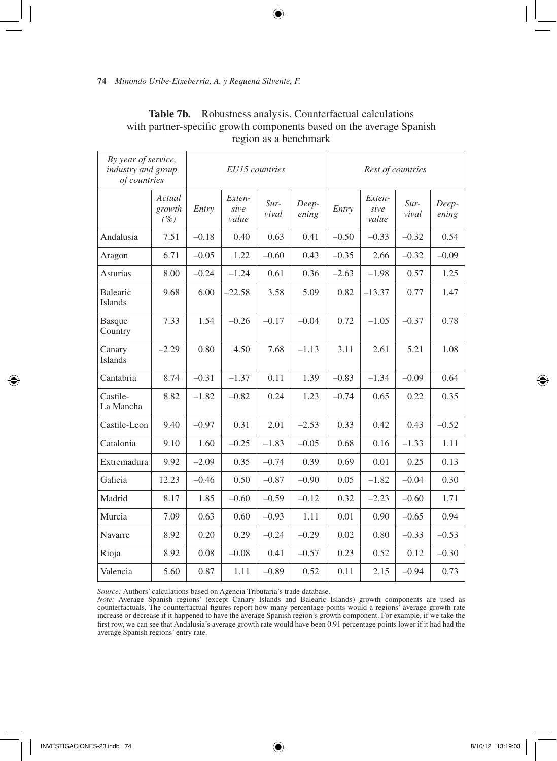**Table 7b.** Robustness analysis. Counterfactual calculations with partner-specific growth components based on the average Spanish region as a benchmark

| *By year of service, industry and group of countries* | | *EU15 countries* | | | | *Rest of countries* | | | |
|---|---|---|---|---|---|---|---|---|---|
| | *Actual growth (%)* | *Entry* | *Extensive value* | *Survival* | *Deepening* | *Entry* | *Extensive value* | *Survival* | *Deepening* |
| Andalusia | 7.51 | –0.18 | 0.40 | 0.63 | 0.41 | –0.50 | –0.33 | –0.32 | 0.54 |
| Aragon | 6.71 | –0.05 | 1.22 | –0.60 | 0.43 | –0.35 | 2.66 | –0.32 | –0.09 |
| Asturias | 8.00 | –0.24 | –1.24 | 0.61 | 0.36 | –2.63 | –1.98 | 0.57 | 1.25 |
| Balearic Islands | 9.68 | 6.00 | –22.58 | 3.58 | 5.09 | 0.82 | –13.37 | 0.77 | 1.47 |
| Basque Country | 7.33 | 1.54 | –0.26 | –0.17 | –0.04 | 0.72 | –1.05 | –0.37 | 0.78 |
| Canary Islands | –2.29 | 0.80 | 4.50 | 7.68 | –1.13 | 3.11 | 2.61 | 5.21 | 1.08 |
| Cantabria | 8.74 | –0.31 | –1.37 | 0.11 | 1.39 | –0.83 | –1.34 | –0.09 | 0.64 |
| Castile-La Mancha | 8.82 | –1.82 | –0.82 | 0.24 | 1.23 | –0.74 | 0.65 | 0.22 | 0.35 |
| Castile-Leon | 9.40 | –0.97 | 0.31 | 2.01 | –2.53 | 0.33 | 0.42 | 0.43 | –0.52 |
| Catalonia | 9.10 | 1.60 | –0.25 | –1.83 | –0.05 | 0.68 | 0.16 | –1.33 | 1.11 |
| Extremadura | 9.92 | –2.09 | 0.35 | –0.74 | 0.39 | 0.69 | 0.01 | 0.25 | 0.13 |
| Galicia | 12.23 | –0.46 | 0.50 | –0.87 | –0.90 | 0.05 | –1.82 | –0.04 | 0.30 |
| Madrid | 8.17 | 1.85 | –0.60 | –0.59 | –0.12 | 0.32 | –2.23 | –0.60 | 1.71 |
| Murcia | 7.09 | 0.63 | 0.60 | –0.93 | 1.11 | 0.01 | 0.90 | –0.65 | 0.94 |
| Navarre | 8.92 | 0.20 | 0.29 | –0.24 | –0.29 | 0.02 | 0.80 | –0.33 | –0.53 |
| Rioja | 8.92 | 0.08 | –0.08 | 0.41 | –0.57 | 0.23 | 0.52 | 0.12 | –0.30 |
| Valencia | 5.60 | 0.87 | 1.11 | –0.89 | 0.52 | 0.11 | 2.15 | –0.94 | 0.73 |

*Source:* Authors' calculations based on Agencia Tributaria's trade database.

*Note:* Average Spanish regions' (except Canary Islands and Balearic Islands) growth components are used as counterfactuals. The counterfactual figures report how many percentage points would a regions' average growth rate increase or decrease if it happened to have the average Spanish region's growth component. For example, if we take the first row, we can see that Andalusia's average growth rate would have been 0.91 percentage points lower if it had had the average Spanish regions' entry rate.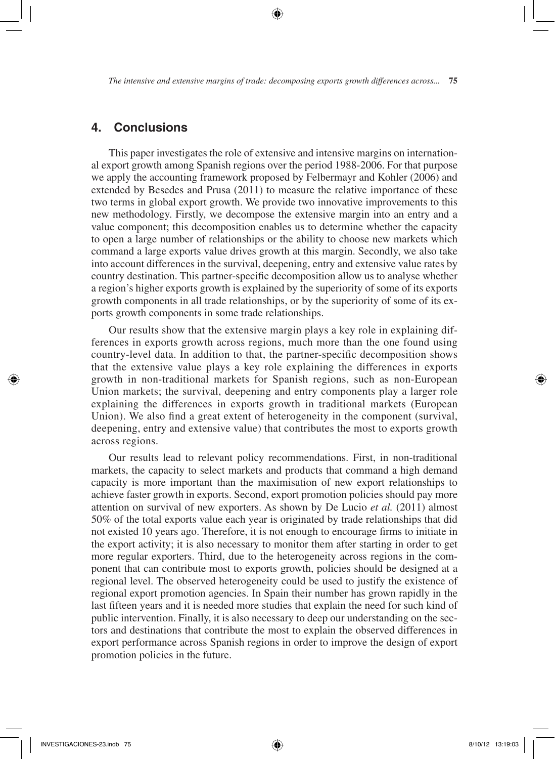## 4. Conclusions

This paper investigates the role of extensive and intensive margins on international export growth among Spanish regions over the period 1988-2006. For that purpose we apply the accounting framework proposed by Felbermayr and Kohler (2006) and extended by Besedes and Prusa (2011) to measure the relative importance of these two terms in global export growth. We provide two innovative improvements to this new methodology. Firstly, we decompose the extensive margin into an entry and a value component; this decomposition enables us to determine whether the capacity to open a large number of relationships or the ability to choose new markets which command a large exports value drives growth at this margin. Secondly, we also take into account differences in the survival, deepening, entry and extensive value rates by country destination. This partner-specific decomposition allow us to analyse whether a region's higher exports growth is explained by the superiority of some of its exports growth components in all trade relationships, or by the superiority of some of its exports growth components in some trade relationships.

Our results show that the extensive margin plays a key role in explaining differences in exports growth across regions, much more than the one found using country-level data. In addition to that, the partner-specific decomposition shows that the extensive value plays a key role explaining the differences in exports growth in non-traditional markets for Spanish regions, such as non-European Union markets; the survival, deepening and entry components play a larger role explaining the differences in exports growth in traditional markets (European Union). We also find a great extent of heterogeneity in the component (survival, deepening, entry and extensive value) that contributes the most to exports growth across regions.

Our results lead to relevant policy recommendations. First, in non-traditional markets, the capacity to select markets and products that command a high demand capacity is more important than the maximisation of new export relationships to achieve faster growth in exports. Second, export promotion policies should pay more attention on survival of new exporters. As shown by De Lucio *et al.* (2011) almost 50% of the total exports value each year is originated by trade relationships that did not existed 10 years ago. Therefore, it is not enough to encourage firms to initiate in the export activity; it is also necessary to monitor them after starting in order to get more regular exporters. Third, due to the heterogeneity across regions in the component that can contribute most to exports growth, policies should be designed at a regional level. The observed heterogeneity could be used to justify the existence of regional export promotion agencies. In Spain their number has grown rapidly in the last fifteen years and it is needed more studies that explain the need for such kind of public intervention. Finally, it is also necessary to deep our understanding on the sectors and destinations that contribute the most to explain the observed differences in export performance across Spanish regions in order to improve the design of export promotion policies in the future.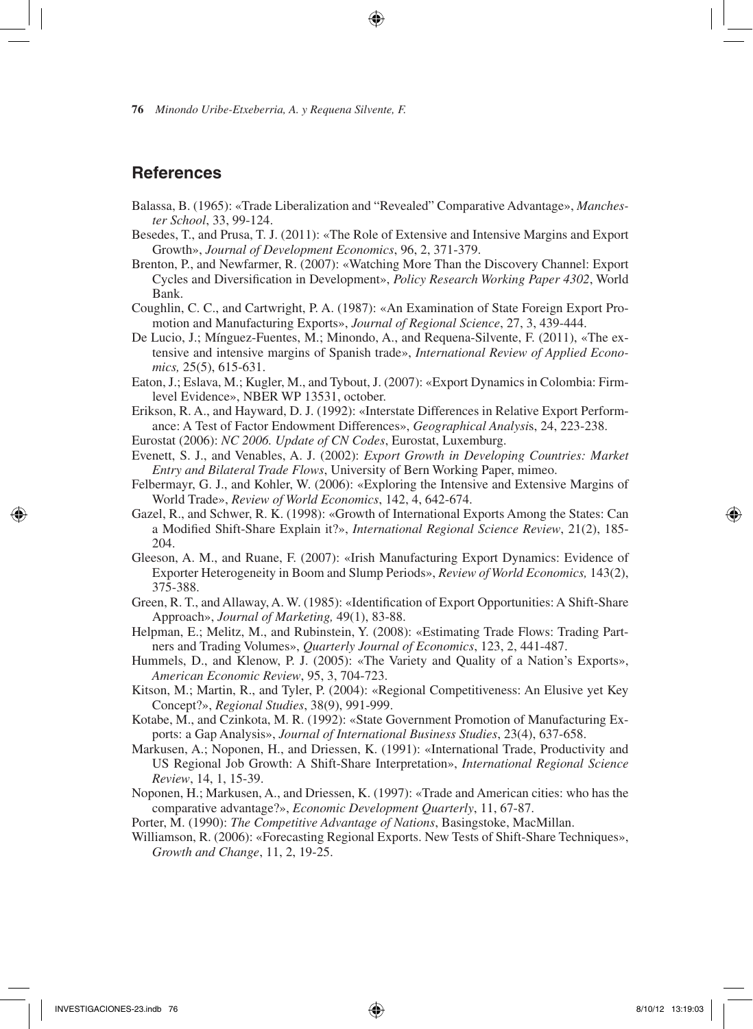## References

Balassa, B. (1965): «Trade Liberalization and "Revealed" Comparative Advantage», *Manchester School*, 33, 99-124.

Besedes, T., and Prusa, T. J. (2011): «The Role of Extensive and Intensive Margins and Export Growth», *Journal of Development Economics*, 96, 2, 371-379.

Brenton, P., and Newfarmer, R. (2007): «Watching More Than the Discovery Channel: Export Cycles and Diversification in Development», *Policy Research Working Paper 4302*, World Bank.

Coughlin, C. C., and Cartwright, P. A. (1987): «An Examination of State Foreign Export Promotion and Manufacturing Exports», *Journal of Regional Science*, 27, 3, 439-444.

De Lucio, J.; Mínguez-Fuentes, M.; Minondo, A., and Requena-Silvente, F. (2011), «The extensive and intensive margins of Spanish trade», *International Review of Applied Economics,* 25(5), 615-631.

Eaton, J.; Eslava, M.; Kugler, M., and Tybout, J. (2007): «Export Dynamics in Colombia: Firm-level Evidence», NBER WP 13531, october.

Erikson, R. A., and Hayward, D. J. (1992): «Interstate Differences in Relative Export Performance: A Test of Factor Endowment Differences», *Geographical Analysis*, 24, 223-238.

Eurostat (2006): *NC 2006. Update of CN Codes*, Eurostat, Luxemburg.

Evenett, S. J., and Venables, A. J. (2002): *Export Growth in Developing Countries: Market Entry and Bilateral Trade Flows*, University of Bern Working Paper, mimeo.

Felbermayr, G. J., and Kohler, W. (2006): «Exploring the Intensive and Extensive Margins of World Trade», *Review of World Economics*, 142, 4, 642-674.

Gazel, R., and Schwer, R. K. (1998): «Growth of International Exports Among the States: Can a Modified Shift-Share Explain it?», *International Regional Science Review*, 21(2), 185-204.

Gleeson, A. M., and Ruane, F. (2007): «Irish Manufacturing Export Dynamics: Evidence of Exporter Heterogeneity in Boom and Slump Periods», *Review of World Economics,* 143(2), 375-388.

Green, R. T., and Allaway, A. W. (1985): «Identification of Export Opportunities: A Shift-Share Approach», *Journal of Marketing,* 49(1), 83-88.

Helpman, E.; Melitz, M., and Rubinstein, Y. (2008): «Estimating Trade Flows: Trading Partners and Trading Volumes», *Quarterly Journal of Economics*, 123, 2, 441-487.

Hummels, D., and Klenow, P. J. (2005): «The Variety and Quality of a Nation's Exports», *American Economic Review*, 95, 3, 704-723.

Kitson, M.; Martin, R., and Tyler, P. (2004): «Regional Competitiveness: An Elusive yet Key Concept?», *Regional Studies*, 38(9), 991-999.

Kotabe, M., and Czinkota, M. R. (1992): «State Government Promotion of Manufacturing Exports: a Gap Analysis», *Journal of International Business Studies*, 23(4), 637-658.

Markusen, A.; Noponen, H., and Driessen, K. (1991): «International Trade, Productivity and US Regional Job Growth: A Shift-Share Interpretation», *International Regional Science Review*, 14, 1, 15-39.

Noponen, H.; Markusen, A., and Driessen, K. (1997): «Trade and American cities: who has the comparative advantage?», *Economic Development Quarterly*, 11, 67-87.

Porter, M. (1990): *The Competitive Advantage of Nations*, Basingstoke, MacMillan.

Williamson, R. (2006): «Forecasting Regional Exports. New Tests of Shift-Share Techniques», *Growth and Change*, 11, 2, 19-25.